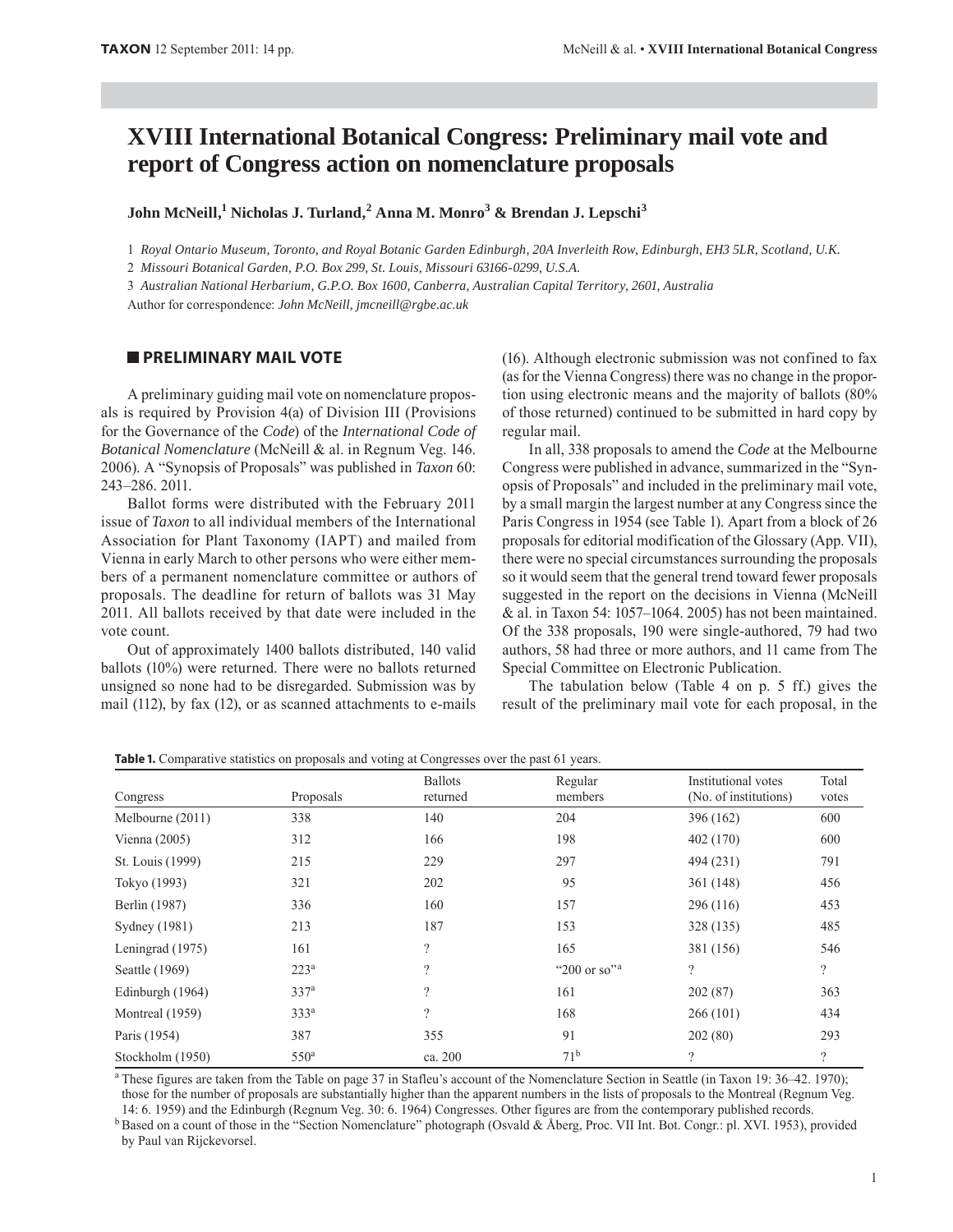# XVIII International Botanical Congress: Preliminary mail vote and report of Congress action on nomenclature proposals

**John McNeill,[1] Nicholas J. Turland,[2] Anna M. Monro[3] & Brendan J. Lepschi[3]**

1 *Royal Ontario Museum, Toronto, and Royal Botanic Garden Edinburgh, 20A Inverleith Row, Edinburgh, EH3 5LR, Scotland, U.K.*

2 *Missouri Botanical Garden, P.O. Box 299, St. Louis, Missouri 63166-0299, U.S.A.*

3 *Australian National Herbarium, G.P.O. Box 1600, Canberra, Australian Capital Territory, 2601, Australia*

Author for correspondence: *John McNeill, jmcneill@rgbe.ac.uk*

## PRELIMINARY MAIL VOTE

A preliminary guiding mail vote on nomenclature proposals is required by Provision 4(a) of Division III (Provisions for the Governance of the *Code*) of the *International Code of Botanical Nomenclature* (McNeill & al. in Regnum Veg. 146. 2006). A "Synopsis of Proposals" was published in *Taxon* 60: 243–286. 2011.

Ballot forms were distributed with the February 2011 issue of *Taxon* to all individual members of the International Association for Plant Taxonomy (IAPT) and mailed from Vienna in early March to other persons who were either members of a permanent nomenclature committee or authors of proposals. The deadline for return of ballots was 31 May 2011. All ballots received by that date were included in the vote count.

Out of approximately 1400 ballots distributed, 140 valid ballots (10%) were returned. There were no ballots returned unsigned so none had to be disregarded. Submission was by mail (112), by fax (12), or as scanned attachments to e-mails (16). Although electronic submission was not confined to fax (as for the Vienna Congress) there was no change in the proportion using electronic means and the majority of ballots (80% of those returned) continued to be submitted in hard copy by regular mail.

In all, 338 proposals to amend the *Code* at the Melbourne Congress were published in advance, summarized in the "Synopsis of Proposals" and included in the preliminary mail vote, by a small margin the largest number at any Congress since the Paris Congress in 1954 (see Table 1). Apart from a block of 26 proposals for editorial modification of the Glossary (App. VII), there were no special circumstances surrounding the proposals so it would seem that the general trend toward fewer proposals suggested in the report on the decisions in Vienna (McNeill & al. in Taxon 54: 1057–1064. 2005) has not been maintained. Of the 338 proposals, 190 were single-authored, 79 had two authors, 58 had three or more authors, and 11 came from The Special Committee on Electronic Publication.

The tabulation below (Table 4 on p. 5 ff.) gives the result of the preliminary mail vote for each proposal, in the

**Table 1.** Comparative statistics on proposals and voting at Congresses over the past 61 years.

| Congress | Proposals | Ballots returned | Regular members | Institutional votes (No. of institutions) | Total votes |
|---|---|---|---|---|---|
| Melbourne (2011) | 338 | 140 | 204 | 396 (162) | 600 |
| Vienna (2005) | 312 | 166 | 198 | 402 (170) | 600 |
| St. Louis (1999) | 215 | 229 | 297 | 494 (231) | 791 |
| Tokyo (1993) | 321 | 202 | 95 | 361 (148) | 456 |
| Berlin (1987) | 336 | 160 | 157 | 296 (116) | 453 |
| Sydney (1981) | 213 | 187 | 153 | 328 (135) | 485 |
| Leningrad (1975) | 161 | ? | 165 | 381 (156) | 546 |
| Seattle (1969) | 223[a] | ? | "200 or so"[a] | ? | ? |
| Edinburgh (1964) | 337[a] | ? | 161 | 202 (87) | 363 |
| Montreal (1959) | 333[a] | ? | 168 | 266 (101) | 434 |
| Paris (1954) | 387 | 355 | 91 | 202 (80) | 293 |
| Stockholm (1950) | 550[a] | ca. 200 | 71[b] | ? | ? |

[a] These figures are taken from the Table on page 37 in Stafleu's account of the Nomenclature Section in Seattle (in Taxon 19: 36–42. 1970); those for the number of proposals are substantially higher than the apparent numbers in the lists of proposals to the Montreal (Regnum Veg. 14: 6. 1959) and the Edinburgh (Regnum Veg. 30: 6. 1964) Congresses. Other figures are from the contemporary published records.

[b] Based on a count of those in the "Section Nomenclature" photograph (Osvald & Åberg, Proc. VII Int. Bot. Congr.: pl. XVI. 1953), provided by Paul van Rijckevorsel.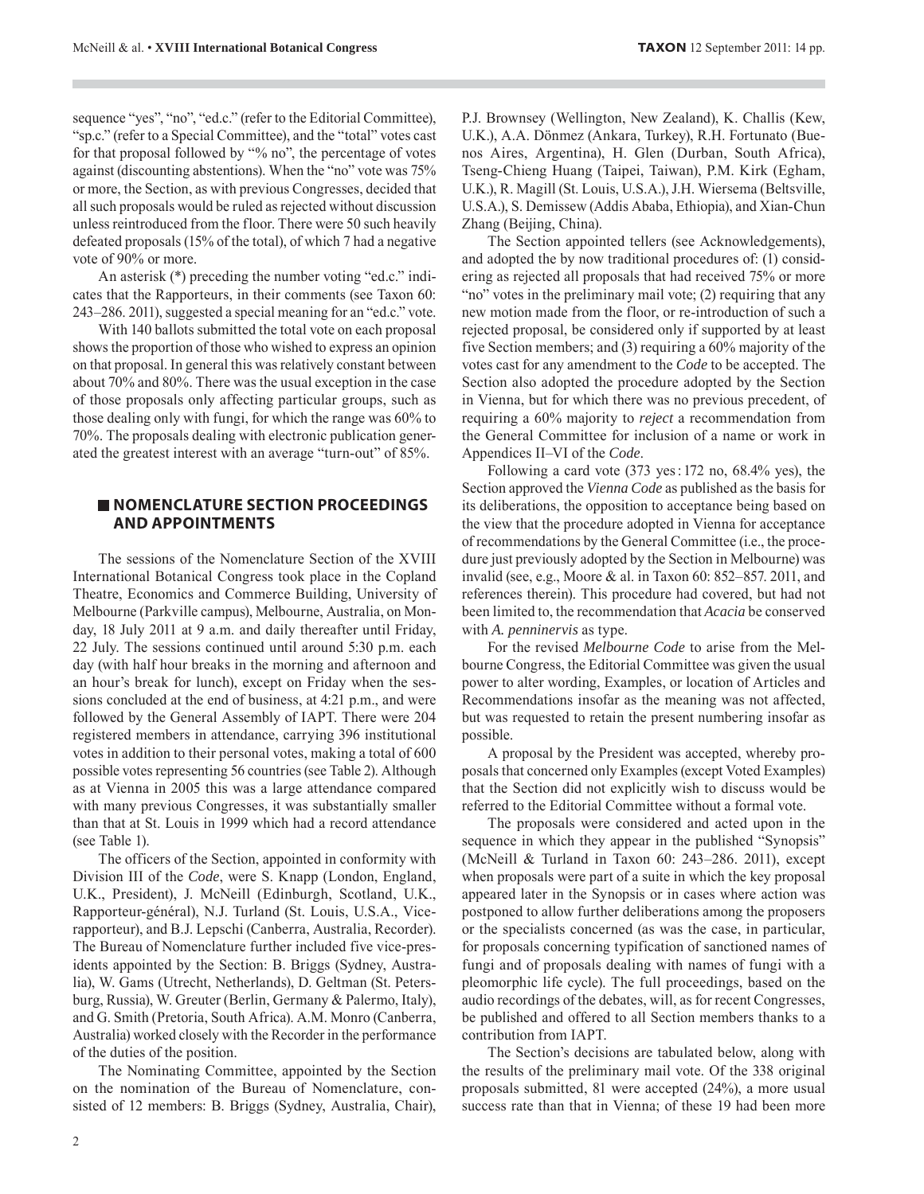sequence "yes", "no", "ed.c." (refer to the Editorial Committee), "sp.c." (refer to a Special Committee), and the "total" votes cast for that proposal followed by "% no", the percentage of votes against (discounting abstentions). When the "no" vote was 75% or more, the Section, as with previous Congresses, decided that all such proposals would be ruled as rejected without discussion unless reintroduced from the floor. There were 50 such heavily defeated proposals (15% of the total), of which 7 had a negative vote of 90% or more.

An asterisk (*) preceding the number voting "ed.c." indicates that the Rapporteurs, in their comments (see Taxon 60: 243–286. 2011), suggested a special meaning for an "ed.c." vote.

With 140 ballots submitted the total vote on each proposal shows the proportion of those who wished to express an opinion on that proposal. In general this was relatively constant between about 70% and 80%. There was the usual exception in the case of those proposals only affecting particular groups, such as those dealing only with fungi, for which the range was 60% to 70%. The proposals dealing with electronic publication generated the greatest interest with an average "turn-out" of 85%.

## NOMENCLATURE SECTION PROCEEDINGS AND APPOINTMENTS

The sessions of the Nomenclature Section of the XVIII International Botanical Congress took place in the Copland Theatre, Economics and Commerce Building, University of Melbourne (Parkville campus), Melbourne, Australia, on Monday, 18 July 2011 at 9 a.m. and daily thereafter until Friday, 22 July. The sessions continued until around 5:30 p.m. each day (with half hour breaks in the morning and afternoon and an hour's break for lunch), except on Friday when the sessions concluded at the end of business, at 4:21 p.m., and were followed by the General Assembly of IAPT. There were 204 registered members in attendance, carrying 396 institutional votes in addition to their personal votes, making a total of 600 possible votes representing 56 countries (see Table 2). Although as at Vienna in 2005 this was a large attendance compared with many previous Congresses, it was substantially smaller than that at St. Louis in 1999 which had a record attendance (see Table 1).

The officers of the Section, appointed in conformity with Division III of the *Code*, were S. Knapp (London, England, U.K., President), J. McNeill (Edinburgh, Scotland, U.K., Rapporteur-général), N.J. Turland (St. Louis, U.S.A., Vice-rapporteur), and B.J. Lepschi (Canberra, Australia, Recorder). The Bureau of Nomenclature further included five vice-presidents appointed by the Section: B. Briggs (Sydney, Australia), W. Gams (Utrecht, Netherlands), D. Geltman (St. Petersburg, Russia), W. Greuter (Berlin, Germany & Palermo, Italy), and G. Smith (Pretoria, South Africa). A.M. Monro (Canberra, Australia) worked closely with the Recorder in the performance of the duties of the position.

The Nominating Committee, appointed by the Section on the nomination of the Bureau of Nomenclature, consisted of 12 members: B. Briggs (Sydney, Australia, Chair), P.J. Brownsey (Wellington, New Zealand), K. Challis (Kew, U.K.), A.A. Dönmez (Ankara, Turkey), R.H. Fortunato (Buenos Aires, Argentina), H. Glen (Durban, South Africa), Tseng-Chieng Huang (Taipei, Taiwan), P.M. Kirk (Egham, U.K.), R. Magill (St. Louis, U.S.A.), J.H. Wiersema (Beltsville, U.S.A.), S. Demissew (Addis Ababa, Ethiopia), and Xian-Chun Zhang (Beijing, China).

The Section appointed tellers (see Acknowledgements), and adopted the by now traditional procedures of: (1) considering as rejected all proposals that had received 75% or more "no" votes in the preliminary mail vote; (2) requiring that any new motion made from the floor, or re-introduction of such a rejected proposal, be considered only if supported by at least five Section members; and (3) requiring a 60% majority of the votes cast for any amendment to the *Code* to be accepted. The Section also adopted the procedure adopted by the Section in Vienna, but for which there was no previous precedent, of requiring a 60% majority to *reject* a recommendation from the General Committee for inclusion of a name or work in Appendices II–VI of the *Code*.

Following a card vote (373 yes : 172 no, 68.4% yes), the Section approved the *Vienna Code* as published as the basis for its deliberations, the opposition to acceptance being based on the view that the procedure adopted in Vienna for acceptance of recommendations by the General Committee (i.e., the procedure just previously adopted by the Section in Melbourne) was invalid (see, e.g., Moore & al. in Taxon 60: 852–857. 2011, and references therein). This procedure had covered, but had not been limited to, the recommendation that *Acacia* be conserved with *A. penninervis* as type.

For the revised *Melbourne Code* to arise from the Melbourne Congress, the Editorial Committee was given the usual power to alter wording, Examples, or location of Articles and Recommendations insofar as the meaning was not affected, but was requested to retain the present numbering insofar as possible.

A proposal by the President was accepted, whereby proposals that concerned only Examples (except Voted Examples) that the Section did not explicitly wish to discuss would be referred to the Editorial Committee without a formal vote.

The proposals were considered and acted upon in the sequence in which they appear in the published "Synopsis" (McNeill & Turland in Taxon 60: 243–286. 2011), except when proposals were part of a suite in which the key proposal appeared later in the Synopsis or in cases where action was postponed to allow further deliberations among the proposers or the specialists concerned (as was the case, in particular, for proposals concerning typification of sanctioned names of fungi and of proposals dealing with names of fungi with a pleomorphic life cycle). The full proceedings, based on the audio recordings of the debates, will, as for recent Congresses, be published and offered to all Section members thanks to a contribution from IAPT.

The Section's decisions are tabulated below, along with the results of the preliminary mail vote. Of the 338 original proposals submitted, 81 were accepted (24%), a more usual success rate than that in Vienna; of these 19 had been more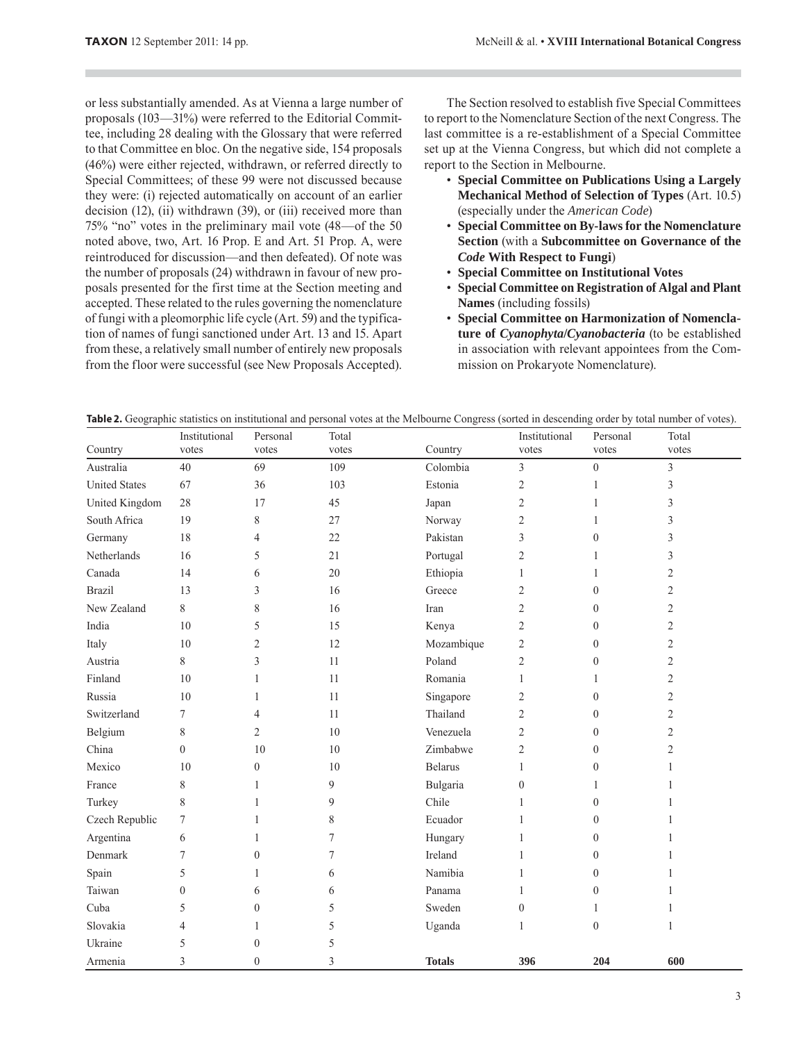or less substantially amended. As at Vienna a large number of proposals (103—31%) were referred to the Editorial Committee, including 28 dealing with the Glossary that were referred to that Committee en bloc. On the negative side, 154 proposals (46%) were either rejected, withdrawn, or referred directly to Special Committees; of these 99 were not discussed because they were: (i) rejected automatically on account of an earlier decision (12), (ii) withdrawn (39), or (iii) received more than 75% "no" votes in the preliminary mail vote (48—of the 50 noted above, two, Art. 16 Prop. E and Art. 51 Prop. A, were reintroduced for discussion—and then defeated). Of note was the number of proposals (24) withdrawn in favour of new proposals presented for the first time at the Section meeting and accepted. These related to the rules governing the nomenclature of fungi with a pleomorphic life cycle (Art. 59) and the typification of names of fungi sanctioned under Art. 13 and 15. Apart from these, a relatively small number of entirely new proposals from the floor were successful (see New Proposals Accepted).

The Section resolved to establish five Special Committees to report to the Nomenclature Section of the next Congress. The last committee is a re-establishment of a Special Committee set up at the Vienna Congress, but which did not complete a report to the Section in Melbourne.

- **Special Committee on Publications Using a Largely Mechanical Method of Selection of Types** (Art. 10.5) (especially under the *American Code*)
- **Special Committee on By-laws for the Nomenclature Section** (with a **Subcommittee on Governance of the *Code* With Respect to Fungi**)
- **Special Committee on Institutional Votes**
- **Special Committee on Registration of Algal and Plant Names** (including fossils)
- **Special Committee on Harmonization of Nomenclature of *Cyanophyta/Cyanobacteria*** (to be established in association with relevant appointees from the Commission on Prokaryote Nomenclature).

**Table 2.** Geographic statistics on institutional and personal votes at the Melbourne Congress (sorted in descending order by total number of votes).

| Country | Institutional votes | Personal votes | Total votes | Country | Institutional votes | Personal votes | Total votes |
|---|---|---|---|---|---|---|---|
| Australia | 40 | 69 | 109 | Colombia | 3 | 0 | 3 |
| United States | 67 | 36 | 103 | Estonia | 2 | 1 | 3 |
| United Kingdom | 28 | 17 | 45 | Japan | 2 | 1 | 3 |
| South Africa | 19 | 8 | 27 | Norway | 2 | 1 | 3 |
| Germany | 18 | 4 | 22 | Pakistan | 3 | 0 | 3 |
| Netherlands | 16 | 5 | 21 | Portugal | 2 | 1 | 3 |
| Canada | 14 | 6 | 20 | Ethiopia | 1 | 1 | 2 |
| Brazil | 13 | 3 | 16 | Greece | 2 | 0 | 2 |
| New Zealand | 8 | 8 | 16 | Iran | 2 | 0 | 2 |
| India | 10 | 5 | 15 | Kenya | 2 | 0 | 2 |
| Italy | 10 | 2 | 12 | Mozambique | 2 | 0 | 2 |
| Austria | 8 | 3 | 11 | Poland | 2 | 0 | 2 |
| Finland | 10 | 1 | 11 | Romania | 1 | 1 | 2 |
| Russia | 10 | 1 | 11 | Singapore | 2 | 0 | 2 |
| Switzerland | 7 | 4 | 11 | Thailand | 2 | 0 | 2 |
| Belgium | 8 | 2 | 10 | Venezuela | 2 | 0 | 2 |
| China | 0 | 10 | 10 | Zimbabwe | 2 | 0 | 2 |
| Mexico | 10 | 0 | 10 | Belarus | 1 | 0 | 1 |
| France | 8 | 1 | 9 | Bulgaria | 0 | 1 | 1 |
| Turkey | 8 | 1 | 9 | Chile | 1 | 0 | 1 |
| Czech Republic | 7 | 1 | 8 | Ecuador | 1 | 0 | 1 |
| Argentina | 6 | 1 | 7 | Hungary | 1 | 0 | 1 |
| Denmark | 7 | 0 | 7 | Ireland | 1 | 0 | 1 |
| Spain | 5 | 1 | 6 | Namibia | 1 | 0 | 1 |
| Taiwan | 0 | 6 | 6 | Panama | 1 | 0 | 1 |
| Cuba | 5 | 0 | 5 | Sweden | 0 | 1 | 1 |
| Slovakia | 4 | 1 | 5 | Uganda | 1 | 0 | 1 |
| Ukraine | 5 | 0 | 5 | | | | |
| Armenia | 3 | 0 | 3 | **Totals** | **396** | **204** | **600** |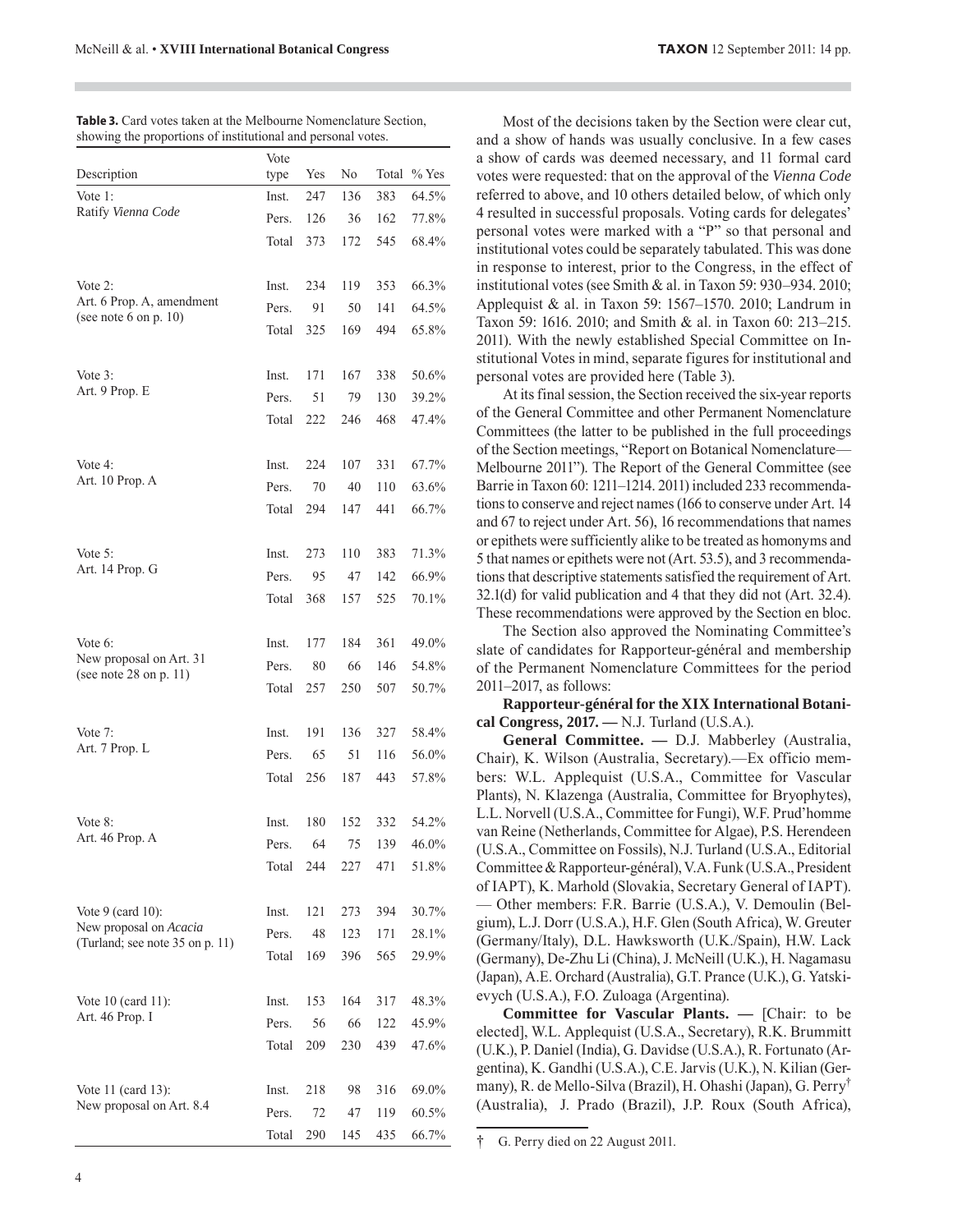**Table 3.** Card votes taken at the Melbourne Nomenclature Section, showing the proportions of institutional and personal votes.

| Description | Vote type | Yes | No | Total | % Yes |
|---|---|---|---|---|---|
| Vote 1: Ratify *Vienna Code* | Inst. | 247 | 136 | 383 | 64.5% |
| | Pers. | 126 | 36 | 162 | 77.8% |
| | Total | 373 | 172 | 545 | 68.4% |
| Vote 2: Art. 6 Prop. A, amendment (see note 6 on p. 10) | Inst. | 234 | 119 | 353 | 66.3% |
| | Pers. | 91 | 50 | 141 | 64.5% |
| | Total | 325 | 169 | 494 | 65.8% |
| Vote 3: Art. 9 Prop. E | Inst. | 171 | 167 | 338 | 50.6% |
| | Pers. | 51 | 79 | 130 | 39.2% |
| | Total | 222 | 246 | 468 | 47.4% |
| Vote 4: Art. 10 Prop. A | Inst. | 224 | 107 | 331 | 67.7% |
| | Pers. | 70 | 40 | 110 | 63.6% |
| | Total | 294 | 147 | 441 | 66.7% |
| Vote 5: Art. 14 Prop. G | Inst. | 273 | 110 | 383 | 71.3% |
| | Pers. | 95 | 47 | 142 | 66.9% |
| | Total | 368 | 157 | 525 | 70.1% |
| Vote 6: New proposal on Art. 31 (see note 28 on p. 11) | Inst. | 177 | 184 | 361 | 49.0% |
| | Pers. | 80 | 66 | 146 | 54.8% |
| | Total | 257 | 250 | 507 | 50.7% |
| Vote 7: Art. 7 Prop. L | Inst. | 191 | 136 | 327 | 58.4% |
| | Pers. | 65 | 51 | 116 | 56.0% |
| | Total | 256 | 187 | 443 | 57.8% |
| Vote 8: Art. 46 Prop. A | Inst. | 180 | 152 | 332 | 54.2% |
| | Pers. | 64 | 75 | 139 | 46.0% |
| | Total | 244 | 227 | 471 | 51.8% |
| Vote 9 (card 10): New proposal on *Acacia* (Turland; see note 35 on p. 11) | Inst. | 121 | 273 | 394 | 30.7% |
| | Pers. | 48 | 123 | 171 | 28.1% |
| | Total | 169 | 396 | 565 | 29.9% |
| Vote 10 (card 11): Art. 46 Prop. I | Inst. | 153 | 164 | 317 | 48.3% |
| | Pers. | 56 | 66 | 122 | 45.9% |
| | Total | 209 | 230 | 439 | 47.6% |
| Vote 11 (card 13): New proposal on Art. 8.4 | Inst. | 218 | 98 | 316 | 69.0% |
| | Pers. | 72 | 47 | 119 | 60.5% |
| | Total | 290 | 145 | 435 | 66.7% |

Most of the decisions taken by the Section were clear cut, and a show of hands was usually conclusive. In a few cases a show of cards was deemed necessary, and 11 formal card votes were requested: that on the approval of the *Vienna Code* referred to above, and 10 others detailed below, of which only 4 resulted in successful proposals. Voting cards for delegates' personal votes were marked with a "P" so that personal and institutional votes could be separately tabulated. This was done in response to interest, prior to the Congress, in the effect of institutional votes (see Smith & al. in Taxon 59: 930–934. 2010; Applequist & al. in Taxon 59: 1567–1570. 2010; Landrum in Taxon 59: 1616. 2010; and Smith & al. in Taxon 60: 213–215. 2011). With the newly established Special Committee on Institutional Votes in mind, separate figures for institutional and personal votes are provided here (Table 3).

At its final session, the Section received the six-year reports of the General Committee and other Permanent Nomenclature Committees (the latter to be published in the full proceedings of the Section meetings, "Report on Botanical Nomenclature—Melbourne 2011"). The Report of the General Committee (see Barrie in Taxon 60: 1211–1214. 2011) included 233 recommendations to conserve and reject names (166 to conserve under Art. 14 and 67 to reject under Art. 56), 16 recommendations that names or epithets were sufficiently alike to be treated as homonyms and 5 that names or epithets were not (Art. 53.5), and 3 recommendations that descriptive statements satisfied the requirement of Art. 32.1(d) for valid publication and 4 that they did not (Art. 32.4). These recommendations were approved by the Section en bloc.

The Section also approved the Nominating Committee's slate of candidates for Rapporteur-général and membership of the Permanent Nomenclature Committees for the period 2011–2017, as follows:

**Rapporteur-général for the XIX International Botanical Congress, 2017. —** N.J. Turland (U.S.A.).

**General Committee. —** D.J. Mabberley (Australia, Chair), K. Wilson (Australia, Secretary).—Ex officio members: W.L. Applequist (U.S.A., Committee for Vascular Plants), N. Klazenga (Australia, Committee for Bryophytes), L.L. Norvell (U.S.A., Committee for Fungi), W.F. Prud'homme van Reine (Netherlands, Committee for Algae), P.S. Herendeen (U.S.A., Committee on Fossils), N.J. Turland (U.S.A., Editorial Committee & Rapporteur-général), V.A. Funk (U.S.A., President of IAPT), K. Marhold (Slovakia, Secretary General of IAPT). — Other members: F.R. Barrie (U.S.A.), V. Demoulin (Belgium), L.J. Dorr (U.S.A.), H.F. Glen (South Africa), W. Greuter (Germany/Italy), D.L. Hawksworth (U.K./Spain), H.W. Lack (Germany), De-Zhu Li (China), J. McNeill (U.K.), H. Nagamasu (Japan), A.E. Orchard (Australia), G.T. Prance (U.K.), G. Yatskievych (U.S.A.), F.O. Zuloaga (Argentina).

**Committee for Vascular Plants. —** [Chair: to be elected], W.L. Applequist (U.S.A., Secretary), R.K. Brummitt (U.K.), P. Daniel (India), G. Davidse (U.S.A.), R. Fortunato (Argentina), K. Gandhi (U.S.A.), C.E. Jarvis (U.K.), N. Kilian (Germany), R. de Mello-Silva (Brazil), H. Ohashi (Japan), G. Perry† (Australia), J. Prado (Brazil), J.P. Roux (South Africa),

† G. Perry died on 22 August 2011.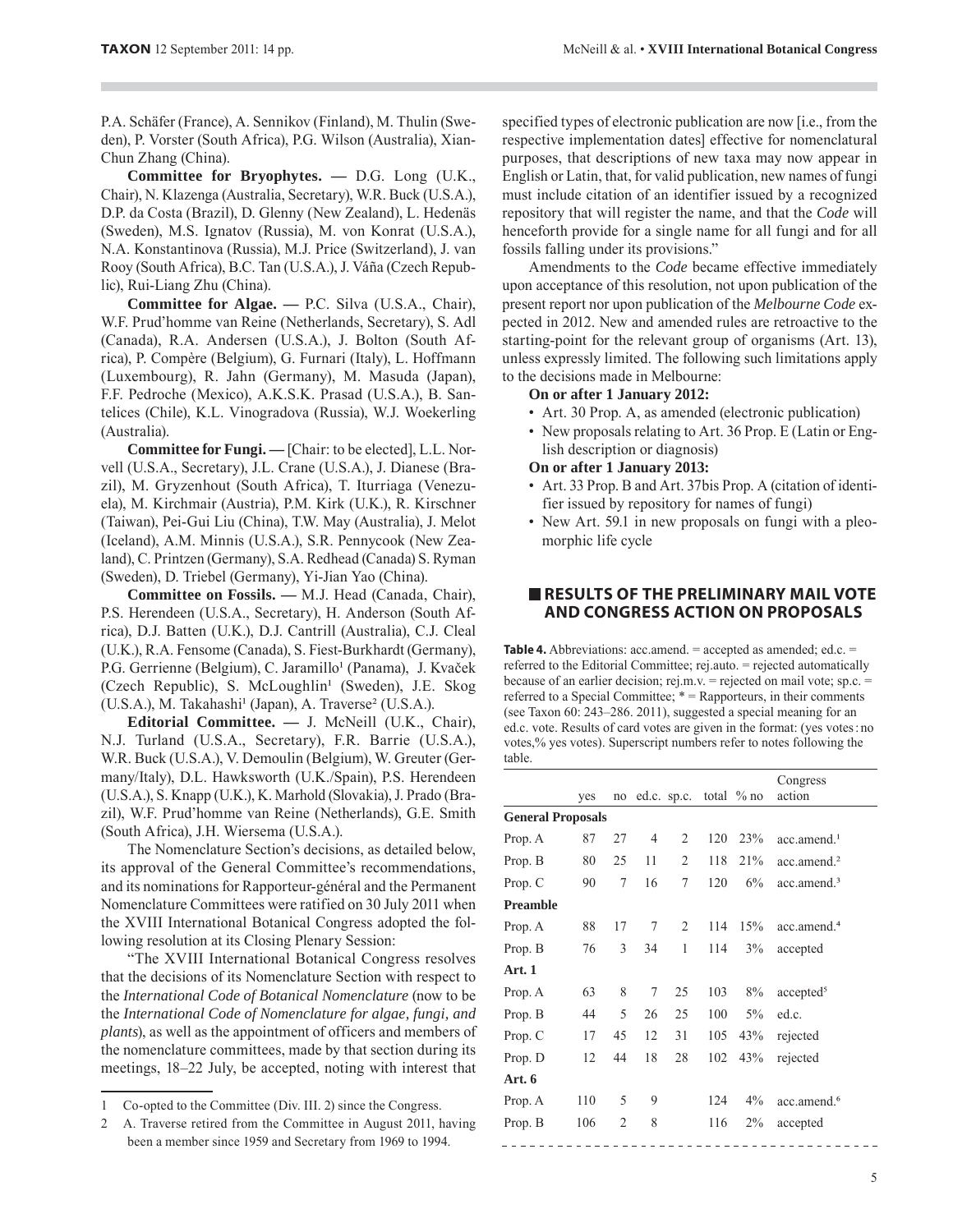P.A. Schäfer (France), A. Sennikov (Finland), M. Thulin (Sweden), P. Vorster (South Africa), P.G. Wilson (Australia), Xian-Chun Zhang (China).

**Committee for Bryophytes. —** D.G. Long (U.K., Chair), N. Klazenga (Australia, Secretary), W.R. Buck (U.S.A.), D.P. da Costa (Brazil), D. Glenny (New Zealand), L. Hedenäs (Sweden), M.S. Ignatov (Russia), M. von Konrat (U.S.A.), N.A. Konstantinova (Russia), M.J. Price (Switzerland), J. van Rooy (South Africa), B.C. Tan (U.S.A.), J. Váňa (Czech Republic), Rui-Liang Zhu (China).

**Committee for Algae. —** P.C. Silva (U.S.A., Chair), W.F. Prud'homme van Reine (Netherlands, Secretary), S. Adl (Canada), R.A. Andersen (U.S.A.), J. Bolton (South Africa), P. Compère (Belgium), G. Furnari (Italy), L. Hoffmann (Luxembourg), R. Jahn (Germany), M. Masuda (Japan), F.F. Pedroche (Mexico), A.K.S.K. Prasad (U.S.A.), B. Santelices (Chile), K.L. Vinogradova (Russia), W.J. Woekerling (Australia).

**Committee for Fungi. —** [Chair: to be elected], L.L. Norvell (U.S.A., Secretary), J.L. Crane (U.S.A.), J. Dianese (Brazil), M. Gryzenhout (South Africa), T. Iturriaga (Venezuela), M. Kirchmair (Austria), P.M. Kirk (U.K.), R. Kirschner (Taiwan), Pei-Gui Liu (China), T.W. May (Australia), J. Melot (Iceland), A.M. Minnis (U.S.A.), S.R. Pennycook (New Zealand), C. Printzen (Germany), S.A. Redhead (Canada) S. Ryman (Sweden), D. Triebel (Germany), Yi-Jian Yao (China).

**Committee on Fossils. —** M.J. Head (Canada, Chair), P.S. Herendeen (U.S.A., Secretary), H. Anderson (South Africa), D.J. Batten (U.K.), D.J. Cantrill (Australia), C.J. Cleal (U.K.), R.A. Fensome (Canada), S. Fiest-Burkhardt (Germany), P.G. Gerrienne (Belgium), C. Jaramillo[1] (Panama), J. Kvaček (Czech Republic), S. McLoughlin[1] (Sweden), J.E. Skog (U.S.A.), M. Takahashi[1] (Japan), A. Traverse[2] (U.S.A.).

**Editorial Committee. —** J. McNeill (U.K., Chair), N.J. Turland (U.S.A., Secretary), F.R. Barrie (U.S.A.), W.R. Buck (U.S.A.), V. Demoulin (Belgium), W. Greuter (Germany/Italy), D.L. Hawksworth (U.K./Spain), P.S. Herendeen (U.S.A.), S. Knapp (U.K.), K. Marhold (Slovakia), J. Prado (Brazil), W.F. Prud'homme van Reine (Netherlands), G.E. Smith (South Africa), J.H. Wiersema (U.S.A.).

The Nomenclature Section's decisions, as detailed below, its approval of the General Committee's recommendations, and its nominations for Rapporteur-général and the Permanent Nomenclature Committees were ratified on 30 July 2011 when the XVIII International Botanical Congress adopted the following resolution at its Closing Plenary Session:

"The XVIII International Botanical Congress resolves that the decisions of its Nomenclature Section with respect to the *International Code of Botanical Nomenclature* (now to be the *International Code of Nomenclature for algae, fungi, and plants*), as well as the appointment of officers and members of the nomenclature committees, made by that section during its meetings, 18–22 July, be accepted, noting with interest that specified types of electronic publication are now [i.e., from the respective implementation dates] effective for nomenclatural purposes, that descriptions of new taxa may now appear in English or Latin, that, for valid publication, new names of fungi must include citation of an identifier issued by a recognized repository that will register the name, and that the *Code* will henceforth provide for a single name for all fungi and for all fossils falling under its provisions."

Amendments to the *Code* became effective immediately upon acceptance of this resolution, not upon publication of the present report nor upon publication of the *Melbourne Code* expected in 2012. New and amended rules are retroactive to the starting-point for the relevant group of organisms (Art. 13), unless expressly limited. The following such limitations apply to the decisions made in Melbourne:

**On or after 1 January 2012:**

- Art. 30 Prop. A, as amended (electronic publication)
- New proposals relating to Art. 36 Prop. E (Latin or English description or diagnosis)

**On or after 1 January 2013:**

- Art. 33 Prop. B and Art. 37bis Prop. A (citation of identifier issued by repository for names of fungi)
- New Art. 59.1 in new proposals on fungi with a pleomorphic life cycle

## RESULTS OF THE PRELIMINARY MAIL VOTE AND CONGRESS ACTION ON PROPOSALS

**Table 4.** Abbreviations: acc.amend. = accepted as amended; ed.c. = referred to the Editorial Committee; rej.auto. = rejected automatically because of an earlier decision; rej.m.v. = rejected on mail vote; sp.c. = referred to a Special Committee; * = Rapporteurs, in their comments (see Taxon 60: 243–286. 2011), suggested a special meaning for an ed.c. vote. Results of card votes are given in the format: (yes votes : no votes,% yes votes). Superscript numbers refer to notes following the table.

| | yes | no | ed.c. | sp.c. | total | % no | Congress action |
|---|---|---|---|---|---|---|---|
| **General Proposals** | | | | | | | |
| Prop. A | 87 | 27 | 4 | 2 | 120 | 23% | acc.amend.[1] |
| Prop. B | 80 | 25 | 11 | 2 | 118 | 21% | acc.amend.[2] |
| Prop. C | 90 | 7 | 16 | 7 | 120 | 6% | acc.amend.[3] |
| **Preamble** | | | | | | | |
| Prop. A | 88 | 17 | 7 | 2 | 114 | 15% | acc.amend.[4] |
| Prop. B | 76 | 3 | 34 | 1 | 114 | 3% | accepted |
| **Art. 1** | | | | | | | |
| Prop. A | 63 | 8 | 7 | 25 | 103 | 8% | accepted[5] |
| Prop. B | 44 | 5 | 26 | 25 | 100 | 5% | ed.c. |
| Prop. C | 17 | 45 | 12 | 31 | 105 | 43% | rejected |
| Prop. D | 12 | 44 | 18 | 28 | 102 | 43% | rejected |
| **Art. 6** | | | | | | | |
| Prop. A | 110 | 5 | 9 | | 124 | 4% | acc.amend.[6] |
| Prop. B | 106 | 2 | 8 | | 116 | 2% | accepted |

1 Co-opted to the Committee (Div. III. 2) since the Congress.

2 A. Traverse retired from the Committee in August 2011, having been a member since 1959 and Secretary from 1969 to 1994.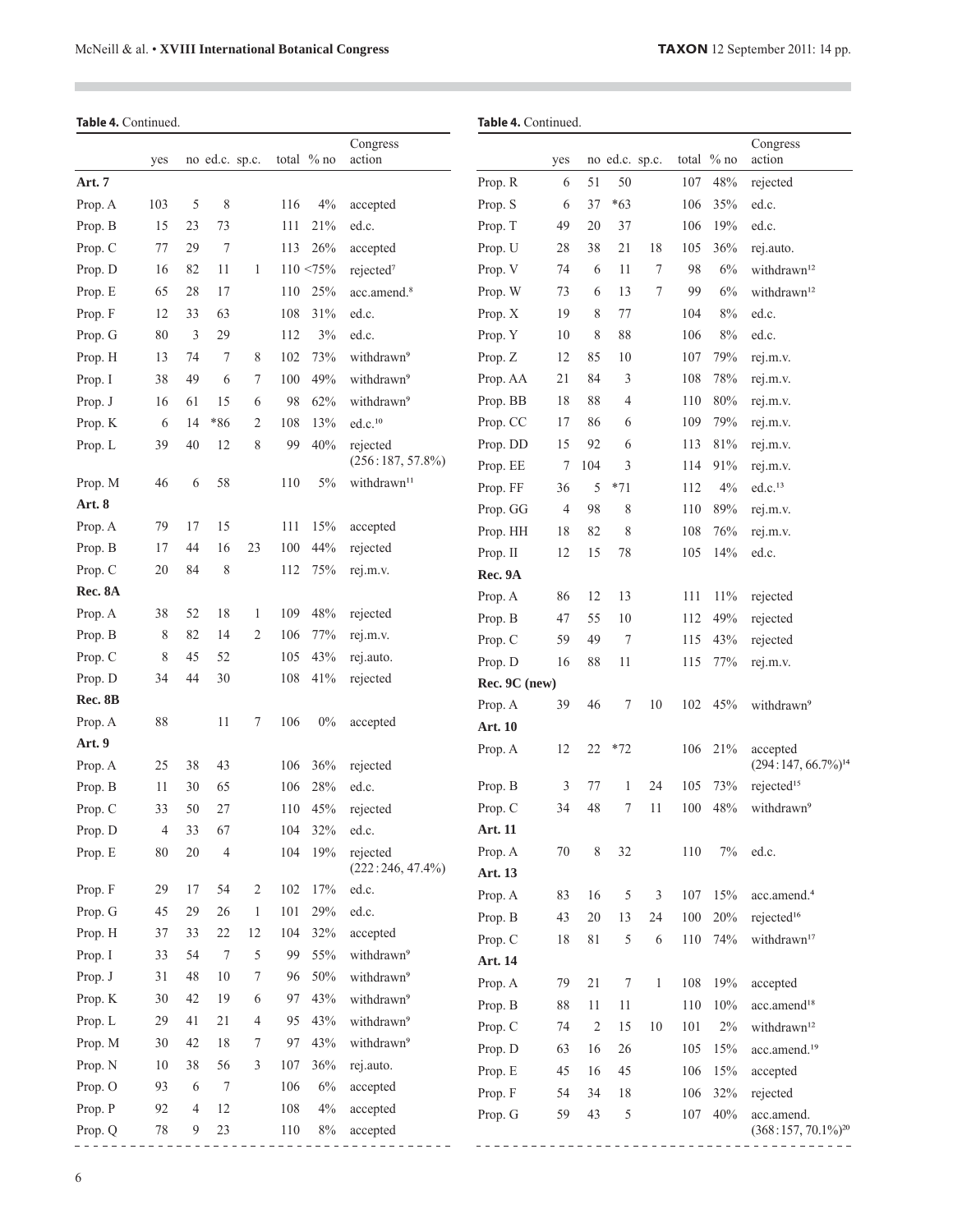**Table 4.** Continued.

| | yes | no | ed.c. | sp.c. | total | % no | Congress action |
|---|---|---|---|---|---|---|---|
| **Art. 7** | | | | | | | |
| Prop. A | 103 | 5 | 8 | | 116 | 4% | accepted |
| Prop. B | 15 | 23 | 73 | | 111 | 21% | ed.c. |
| Prop. C | 77 | 29 | 7 | | 113 | 26% | accepted |
| Prop. D | 16 | 82 | 11 | 1 | 110 | <75% | rejected[7] |
| Prop. E | 65 | 28 | 17 | | 110 | 25% | acc.amend.[8] |
| Prop. F | 12 | 33 | 63 | | 108 | 31% | ed.c. |
| Prop. G | 80 | 3 | 29 | | 112 | 3% | ed.c. |
| Prop. H | 13 | 74 | 7 | 8 | 102 | 73% | withdrawn[9] |
| Prop. I | 38 | 49 | 6 | 7 | 100 | 49% | withdrawn[9] |
| Prop. J | 16 | 61 | 15 | 6 | 98 | 62% | withdrawn[9] |
| Prop. K | 6 | 14 | *86 | 2 | 108 | 13% | ed.c.[10] |
| Prop. L | 39 | 40 | 12 | 8 | 99 | 40% | rejected (256 : 187, 57.8%) |
| Prop. M | 46 | 6 | 58 | | 110 | 5% | withdrawn[11] |
| **Art. 8** | | | | | | | |
| Prop. A | 79 | 17 | 15 | | 111 | 15% | accepted |
| Prop. B | 17 | 44 | 16 | 23 | 100 | 44% | rejected |
| Prop. C | 20 | 84 | 8 | | 112 | 75% | rej.m.v. |
| **Rec. 8A** | | | | | | | |
| Prop. A | 38 | 52 | 18 | 1 | 109 | 48% | rejected |
| Prop. B | 8 | 82 | 14 | 2 | 106 | 77% | rej.m.v. |
| Prop. C | 8 | 45 | 52 | | 105 | 43% | rej.auto. |
| Prop. D | 34 | 44 | 30 | | 108 | 41% | rejected |
| **Rec. 8B** | | | | | | | |
| Prop. A | 88 | | 11 | 7 | 106 | 0% | accepted |
| **Art. 9** | | | | | | | |
| Prop. A | 25 | 38 | 43 | | 106 | 36% | rejected |
| Prop. B | 11 | 30 | 65 | | 106 | 28% | ed.c. |
| Prop. C | 33 | 50 | 27 | | 110 | 45% | rejected |
| Prop. D | 4 | 33 | 67 | | 104 | 32% | ed.c. |
| Prop. E | 80 | 20 | 4 | | 104 | 19% | rejected (222 : 246, 47.4%) |
| Prop. F | 29 | 17 | 54 | 2 | 102 | 17% | ed.c. |
| Prop. G | 45 | 29 | 26 | 1 | 101 | 29% | ed.c. |
| Prop. H | 37 | 33 | 22 | 12 | 104 | 32% | accepted |
| Prop. I | 33 | 54 | 7 | 5 | 99 | 55% | withdrawn[9] |
| Prop. J | 31 | 48 | 10 | 7 | 96 | 50% | withdrawn[9] |
| Prop. K | 30 | 42 | 19 | 6 | 97 | 43% | withdrawn[9] |
| Prop. L | 29 | 41 | 21 | 4 | 95 | 43% | withdrawn[9] |
| Prop. M | 30 | 42 | 18 | 7 | 97 | 43% | withdrawn[9] |
| Prop. N | 10 | 38 | 56 | 3 | 107 | 36% | rej.auto. |
| Prop. O | 93 | 6 | 7 | | 106 | 6% | accepted |
| Prop. P | 92 | 4 | 12 | | 108 | 4% | accepted |
| Prop. Q | 78 | 9 | 23 | | 110 | 8% | accepted |
| Prop. R | 6 | 51 | 50 | | 107 | 48% | rejected |
| Prop. S | 6 | 37 | *63 | | 106 | 35% | ed.c. |
| Prop. T | 49 | 20 | 37 | | 106 | 19% | ed.c. |
| Prop. U | 28 | 38 | 21 | 18 | 105 | 36% | rej.auto. |
| Prop. V | 74 | 6 | 11 | 7 | 98 | 6% | withdrawn[12] |
| Prop. W | 73 | 6 | 13 | 7 | 99 | 6% | withdrawn[12] |
| Prop. X | 19 | 8 | 77 | | 104 | 8% | ed.c. |
| Prop. Y | 10 | 8 | 88 | | 106 | 8% | ed.c. |
| Prop. Z | 12 | 85 | 10 | | 107 | 79% | rej.m.v. |
| Prop. AA | 21 | 84 | 3 | | 108 | 78% | rej.m.v. |
| Prop. BB | 18 | 88 | 4 | | 110 | 80% | rej.m.v. |
| Prop. CC | 17 | 86 | 6 | | 109 | 79% | rej.m.v. |
| Prop. DD | 15 | 92 | 6 | | 113 | 81% | rej.m.v. |
| Prop. EE | 7 | 104 | 3 | | 114 | 91% | rej.m.v. |
| Prop. FF | 36 | 5 | *71 | | 112 | 4% | ed.c.[13] |
| Prop. GG | 4 | 98 | 8 | | 110 | 89% | rej.m.v. |
| Prop. HH | 18 | 82 | 8 | | 108 | 76% | rej.m.v. |
| Prop. II | 12 | 15 | 78 | | 105 | 14% | ed.c. |
| **Rec. 9A** | | | | | | | |
| Prop. A | 86 | 12 | 13 | | 111 | 11% | rejected |
| Prop. B | 47 | 55 | 10 | | 112 | 49% | rejected |
| Prop. C | 59 | 49 | 7 | | 115 | 43% | rejected |
| Prop. D | 16 | 88 | 11 | | 115 | 77% | rej.m.v. |
| **Rec. 9C (new)** | | | | | | | |
| Prop. A | 39 | 46 | 7 | 10 | 102 | 45% | withdrawn[9] |
| **Art. 10** | | | | | | | |
| Prop. A | 12 | 22 | *72 | | 106 | 21% | accepted (294 : 147, 66.7%)[14] |
| Prop. B | 3 | 77 | 1 | 24 | 105 | 73% | rejected[15] |
| Prop. C | 34 | 48 | 7 | 11 | 100 | 48% | withdrawn[9] |
| **Art. 11** | | | | | | | |
| Prop. A | 70 | 8 | 32 | | 110 | 7% | ed.c. |
| **Art. 13** | | | | | | | |
| Prop. A | 83 | 16 | 5 | 3 | 107 | 15% | acc.amend.[4] |
| Prop. B | 43 | 20 | 13 | 24 | 100 | 20% | rejected[16] |
| Prop. C | 18 | 81 | 5 | 6 | 110 | 74% | withdrawn[17] |
| **Art. 14** | | | | | | | |
| Prop. A | 79 | 21 | 7 | 1 | 108 | 19% | accepted |
| Prop. B | 88 | 11 | 11 | | 110 | 10% | acc.amend[18] |
| Prop. C | 74 | 2 | 15 | 10 | 101 | 2% | withdrawn[12] |
| Prop. D | 63 | 16 | 26 | | 105 | 15% | acc.amend.[19] |
| Prop. E | 45 | 16 | 45 | | 106 | 15% | accepted |
| Prop. F | 54 | 34 | 18 | | 106 | 32% | rejected |
| Prop. G | 59 | 43 | 5 | | 107 | 40% | acc.amend. (368 : 157, 70.1%)[20] |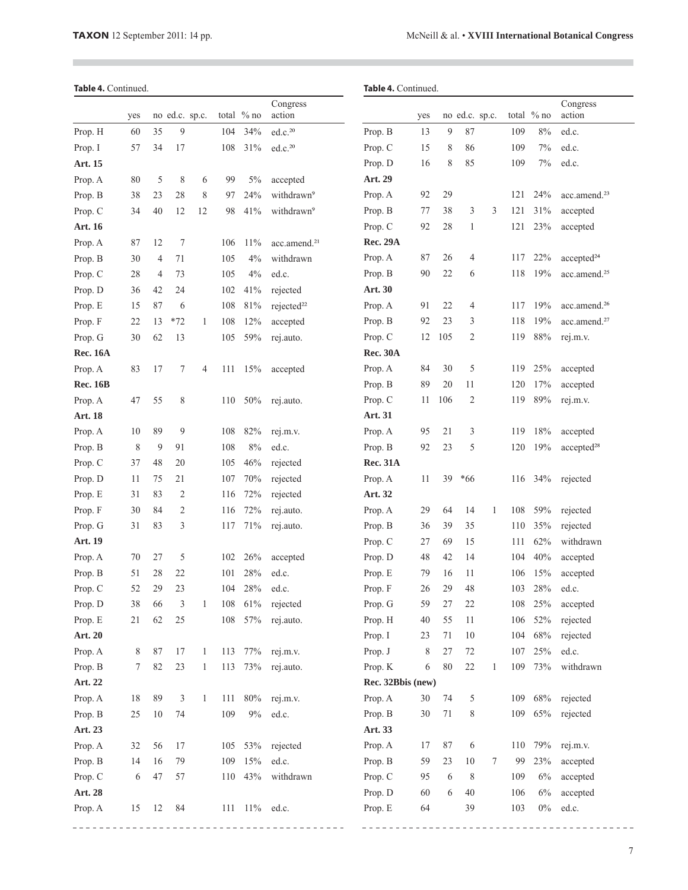**Table 4.** Continued.

| | yes | no | ed.c. | sp.c. | total | % no | Congress action |
|---|---|---|---|---|---|---|---|
| Prop. H | 60 | 35 | 9 | | 104 | 34% | ed.c.[20] |
| Prop. I | 57 | 34 | 17 | | 108 | 31% | ed.c.[20] |
| **Art. 15** | | | | | | | |
| Prop. A | 80 | 5 | 8 | 6 | 99 | 5% | accepted |
| Prop. B | 38 | 23 | 28 | 8 | 97 | 24% | withdrawn[9] |
| Prop. C | 34 | 40 | 12 | 12 | 98 | 41% | withdrawn[9] |
| **Art. 16** | | | | | | | |
| Prop. A | 87 | 12 | 7 | | 106 | 11% | acc.amend.[21] |
| Prop. B | 30 | 4 | 71 | | 105 | 4% | withdrawn |
| Prop. C | 28 | 4 | 73 | | 105 | 4% | ed.c. |
| Prop. D | 36 | 42 | 24 | | 102 | 41% | rejected |
| Prop. E | 15 | 87 | 6 | | 108 | 81% | rejected[22] |
| Prop. F | 22 | 13 | *72 | 1 | 108 | 12% | accepted |
| Prop. G | 30 | 62 | 13 | | 105 | 59% | rej.auto. |
| **Rec. 16A** | | | | | | | |
| Prop. A | 83 | 17 | 7 | 4 | 111 | 15% | accepted |
| **Rec. 16B** | | | | | | | |
| Prop. A | 47 | 55 | 8 | | 110 | 50% | rej.auto. |
| **Art. 18** | | | | | | | |
| Prop. A | 10 | 89 | 9 | | 108 | 82% | rej.m.v. |
| Prop. B | 8 | 9 | 91 | | 108 | 8% | ed.c. |
| Prop. C | 37 | 48 | 20 | | 105 | 46% | rejected |
| Prop. D | 11 | 75 | 21 | | 107 | 70% | rejected |
| Prop. E | 31 | 83 | 2 | | 116 | 72% | rejected |
| Prop. F | 30 | 84 | 2 | | 116 | 72% | rej.auto. |
| Prop. G | 31 | 83 | 3 | | 117 | 71% | rej.auto. |
| **Art. 19** | | | | | | | |
| Prop. A | 70 | 27 | 5 | | 102 | 26% | accepted |
| Prop. B | 51 | 28 | 22 | | 101 | 28% | ed.c. |
| Prop. C | 52 | 29 | 23 | | 104 | 28% | ed.c. |
| Prop. D | 38 | 66 | 3 | 1 | 108 | 61% | rejected |
| Prop. E | 21 | 62 | 25 | | 108 | 57% | rej.auto. |
| **Art. 20** | | | | | | | |
| Prop. A | 8 | 87 | 17 | 1 | 113 | 77% | rej.m.v. |
| Prop. B | 7 | 82 | 23 | 1 | 113 | 73% | rej.auto. |
| **Art. 22** | | | | | | | |
| Prop. A | 18 | 89 | 3 | 1 | 111 | 80% | rej.m.v. |
| Prop. B | 25 | 10 | 74 | | 109 | 9% | ed.c. |
| **Art. 23** | | | | | | | |
| Prop. A | 32 | 56 | 17 | | 105 | 53% | rejected |
| Prop. B | 14 | 16 | 79 | | 109 | 15% | ed.c. |
| Prop. C | 6 | 47 | 57 | | 110 | 43% | withdrawn |
| **Art. 28** | | | | | | | |
| Prop. A | 15 | 12 | 84 | | 111 | 11% | ed.c. |
| Prop. B | 13 | 9 | 87 | | 109 | 8% | ed.c. |
| Prop. C | 15 | 8 | 86 | | 109 | 7% | ed.c. |
| Prop. D | 16 | 8 | 85 | | 109 | 7% | ed.c. |
| **Art. 29** | | | | | | | |
| Prop. A | 92 | 29 | | | 121 | 24% | acc.amend.[23] |
| Prop. B | 77 | 38 | 3 | 3 | 121 | 31% | accepted |
| Prop. C | 92 | 28 | 1 | | 121 | 23% | accepted |
| **Rec. 29A** | | | | | | | |
| Prop. A | 87 | 26 | 4 | | 117 | 22% | accepted[24] |
| Prop. B | 90 | 22 | 6 | | 118 | 19% | acc.amend.[25] |
| **Art. 30** | | | | | | | |
| Prop. A | 91 | 22 | 4 | | 117 | 19% | acc.amend.[26] |
| Prop. B | 92 | 23 | 3 | | 118 | 19% | acc.amend.[27] |
| Prop. C | 12 | 105 | 2 | | 119 | 88% | rej.m.v. |
| **Rec. 30A** | | | | | | | |
| Prop. A | 84 | 30 | 5 | | 119 | 25% | accepted |
| Prop. B | 89 | 20 | 11 | | 120 | 17% | accepted |
| Prop. C | 11 | 106 | 2 | | 119 | 89% | rej.m.v. |
| **Art. 31** | | | | | | | |
| Prop. A | 95 | 21 | 3 | | 119 | 18% | accepted |
| Prop. B | 92 | 23 | 5 | | 120 | 19% | accepted[28] |
| **Rec. 31A** | | | | | | | |
| Prop. A | 11 | 39 | *66 | | 116 | 34% | rejected |
| **Art. 32** | | | | | | | |
| Prop. A | 29 | 64 | 14 | 1 | 108 | 59% | rejected |
| Prop. B | 36 | 39 | 35 | | 110 | 35% | rejected |
| Prop. C | 27 | 69 | 15 | | 111 | 62% | withdrawn |
| Prop. D | 48 | 42 | 14 | | 104 | 40% | accepted |
| Prop. E | 79 | 16 | 11 | | 106 | 15% | accepted |
| Prop. F | 26 | 29 | 48 | | 103 | 28% | ed.c. |
| Prop. G | 59 | 27 | 22 | | 108 | 25% | accepted |
| Prop. H | 40 | 55 | 11 | | 106 | 52% | rejected |
| Prop. I | 23 | 71 | 10 | | 104 | 68% | rejected |
| Prop. J | 8 | 27 | 72 | | 107 | 25% | ed.c. |
| Prop. K | 6 | 80 | 22 | 1 | 109 | 73% | withdrawn |
| **Rec. 32Bbis (new)** | | | | | | | |
| Prop. A | 30 | 74 | 5 | | 109 | 68% | rejected |
| Prop. B | 30 | 71 | 8 | | 109 | 65% | rejected |
| **Art. 33** | | | | | | | |
| Prop. A | 17 | 87 | 6 | | 110 | 79% | rej.m.v. |
| Prop. B | 59 | 23 | 10 | 7 | 99 | 23% | accepted |
| Prop. C | 95 | 6 | 8 | | 109 | 6% | accepted |
| Prop. D | 60 | 6 | 40 | | 106 | 6% | accepted |
| Prop. E | 64 | | 39 | | 103 | 0% | ed.c. |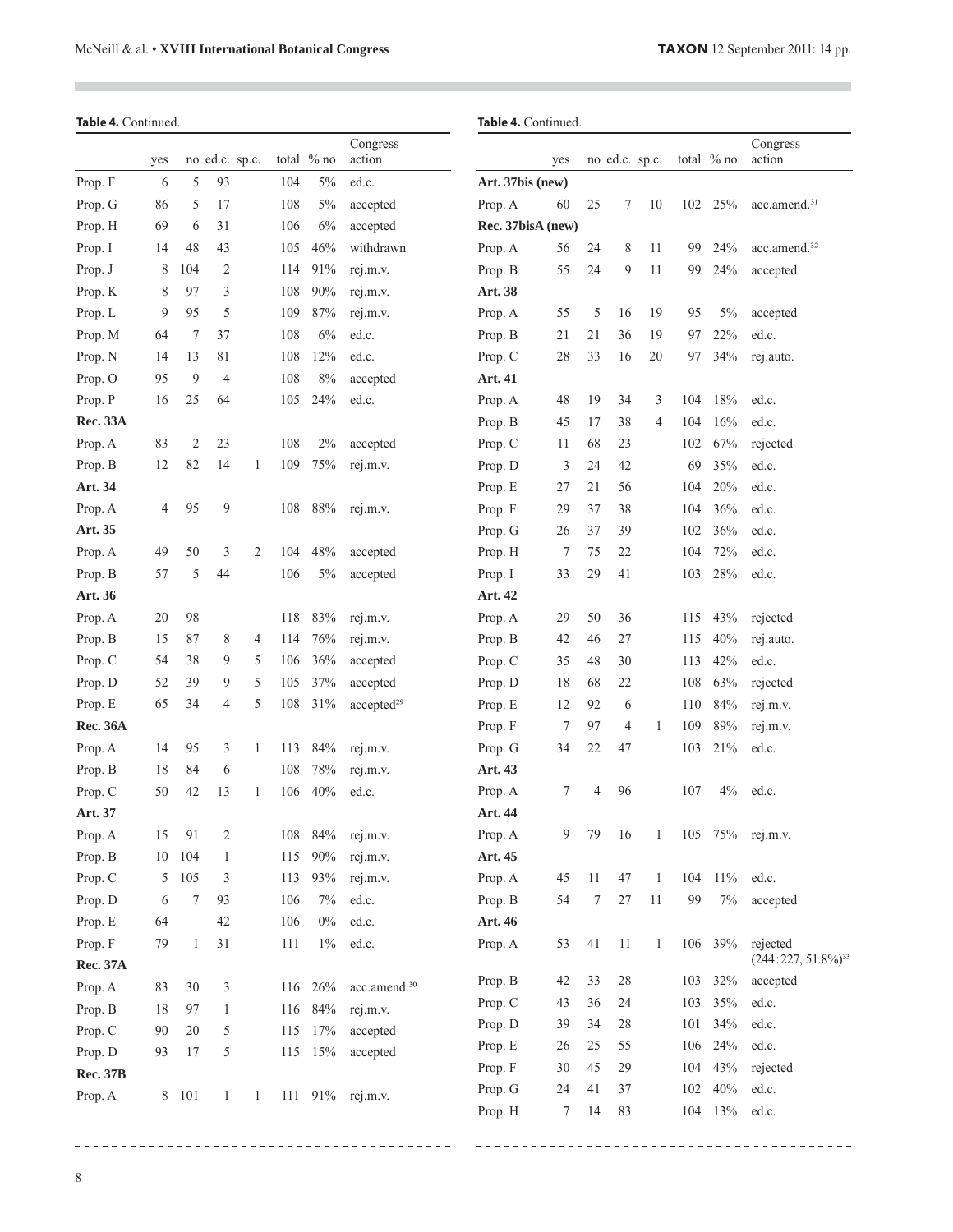**Table 4.** Continued.

| | yes | no | ed.c. | sp.c. | total | % no | Congress action |
|---|---|---|---|---|---|---|---|
| Prop. F | 6 | 5 | 93 | | 104 | 5% | ed.c. |
| Prop. G | 86 | 5 | 17 | | 108 | 5% | accepted |
| Prop. H | 69 | 6 | 31 | | 106 | 6% | accepted |
| Prop. I | 14 | 48 | 43 | | 105 | 46% | withdrawn |
| Prop. J | 8 | 104 | 2 | | 114 | 91% | rej.m.v. |
| Prop. K | 8 | 97 | 3 | | 108 | 90% | rej.m.v. |
| Prop. L | 9 | 95 | 5 | | 109 | 87% | rej.m.v. |
| Prop. M | 64 | 7 | 37 | | 108 | 6% | ed.c. |
| Prop. N | 14 | 13 | 81 | | 108 | 12% | ed.c. |
| Prop. O | 95 | 9 | 4 | | 108 | 8% | accepted |
| Prop. P | 16 | 25 | 64 | | 105 | 24% | ed.c. |
| **Rec. 33A** | | | | | | | |
| Prop. A | 83 | 2 | 23 | | 108 | 2% | accepted |
| Prop. B | 12 | 82 | 14 | 1 | 109 | 75% | rej.m.v. |
| **Art. 34** | | | | | | | |
| Prop. A | 4 | 95 | 9 | | 108 | 88% | rej.m.v. |
| **Art. 35** | | | | | | | |
| Prop. A | 49 | 50 | 3 | 2 | 104 | 48% | accepted |
| Prop. B | 57 | 5 | 44 | | 106 | 5% | accepted |
| **Art. 36** | | | | | | | |
| Prop. A | 20 | 98 | | | 118 | 83% | rej.m.v. |
| Prop. B | 15 | 87 | 8 | 4 | 114 | 76% | rej.m.v. |
| Prop. C | 54 | 38 | 9 | 5 | 106 | 36% | accepted |
| Prop. D | 52 | 39 | 9 | 5 | 105 | 37% | accepted |
| Prop. E | 65 | 34 | 4 | 5 | 108 | 31% | accepted[29] |
| **Rec. 36A** | | | | | | | |
| Prop. A | 14 | 95 | 3 | 1 | 113 | 84% | rej.m.v. |
| Prop. B | 18 | 84 | 6 | | 108 | 78% | rej.m.v. |
| Prop. C | 50 | 42 | 13 | 1 | 106 | 40% | ed.c. |
| **Art. 37** | | | | | | | |
| Prop. A | 15 | 91 | 2 | | 108 | 84% | rej.m.v. |
| Prop. B | 10 | 104 | 1 | | 115 | 90% | rej.m.v. |
| Prop. C | 5 | 105 | 3 | | 113 | 93% | rej.m.v. |
| Prop. D | 6 | 7 | 93 | | 106 | 7% | ed.c. |
| Prop. E | 64 | | 42 | | 106 | 0% | ed.c. |
| Prop. F | 79 | 1 | 31 | | 111 | 1% | ed.c. |
| **Rec. 37A** | | | | | | | |
| Prop. A | 83 | 30 | 3 | | 116 | 26% | acc.amend.[30] |
| Prop. B | 18 | 97 | 1 | | 116 | 84% | rej.m.v. |
| Prop. C | 90 | 20 | 5 | | 115 | 17% | accepted |
| Prop. D | 93 | 17 | 5 | | 115 | 15% | accepted |
| **Rec. 37B** | | | | | | | |
| Prop. A | 8 | 101 | 1 | 1 | 111 | 91% | rej.m.v. |

**Table 4.** Continued.

| | yes | no | ed.c. | sp.c. | total | % no | Congress action |
|---|---|---|---|---|---|---|---|
| **Art. 37bis (new)** | | | | | | | |
| Prop. A | 60 | 25 | 7 | 10 | 102 | 25% | acc.amend.[31] |
| **Rec. 37bisA (new)** | | | | | | | |
| Prop. A | 56 | 24 | 8 | 11 | 99 | 24% | acc.amend.[32] |
| Prop. B | 55 | 24 | 9 | 11 | 99 | 24% | accepted |
| **Art. 38** | | | | | | | |
| Prop. A | 55 | 5 | 16 | 19 | 95 | 5% | accepted |
| Prop. B | 21 | 21 | 36 | 19 | 97 | 22% | ed.c. |
| Prop. C | 28 | 33 | 16 | 20 | 97 | 34% | rej.auto. |
| **Art. 41** | | | | | | | |
| Prop. A | 48 | 19 | 34 | 3 | 104 | 18% | ed.c. |
| Prop. B | 45 | 17 | 38 | 4 | 104 | 16% | ed.c. |
| Prop. C | 11 | 68 | 23 | | 102 | 67% | rejected |
| Prop. D | 3 | 24 | 42 | | 69 | 35% | ed.c. |
| Prop. E | 27 | 21 | 56 | | 104 | 20% | ed.c. |
| Prop. F | 29 | 37 | 38 | | 104 | 36% | ed.c. |
| Prop. G | 26 | 37 | 39 | | 102 | 36% | ed.c. |
| Prop. H | 7 | 75 | 22 | | 104 | 72% | ed.c. |
| Prop. I | 33 | 29 | 41 | | 103 | 28% | ed.c. |
| **Art. 42** | | | | | | | |
| Prop. A | 29 | 50 | 36 | | 115 | 43% | rejected |
| Prop. B | 42 | 46 | 27 | | 115 | 40% | rej.auto. |
| Prop. C | 35 | 48 | 30 | | 113 | 42% | ed.c. |
| Prop. D | 18 | 68 | 22 | | 108 | 63% | rejected |
| Prop. E | 12 | 92 | 6 | | 110 | 84% | rej.m.v. |
| Prop. F | 7 | 97 | 4 | 1 | 109 | 89% | rej.m.v. |
| Prop. G | 34 | 22 | 47 | | 103 | 21% | ed.c. |
| **Art. 43** | | | | | | | |
| Prop. A | 7 | 4 | 96 | | 107 | 4% | ed.c. |
| **Art. 44** | | | | | | | |
| Prop. A | 9 | 79 | 16 | 1 | 105 | 75% | rej.m.v. |
| **Art. 45** | | | | | | | |
| Prop. A | 45 | 11 | 47 | 1 | 104 | 11% | ed.c. |
| Prop. B | 54 | 7 | 27 | 11 | 99 | 7% | accepted |
| **Art. 46** | | | | | | | |
| Prop. A | 53 | 41 | 11 | 1 | 106 | 39% | rejected (244 : 227, 51.8%)[33] |
| Prop. B | 42 | 33 | 28 | | 103 | 32% | accepted |
| Prop. C | 43 | 36 | 24 | | 103 | 35% | ed.c. |
| Prop. D | 39 | 34 | 28 | | 101 | 34% | ed.c. |
| Prop. E | 26 | 25 | 55 | | 106 | 24% | ed.c. |
| Prop. F | 30 | 45 | 29 | | 104 | 43% | rejected |
| Prop. G | 24 | 41 | 37 | | 102 | 40% | ed.c. |
| Prop. H | 7 | 14 | 83 | | 104 | 13% | ed.c. |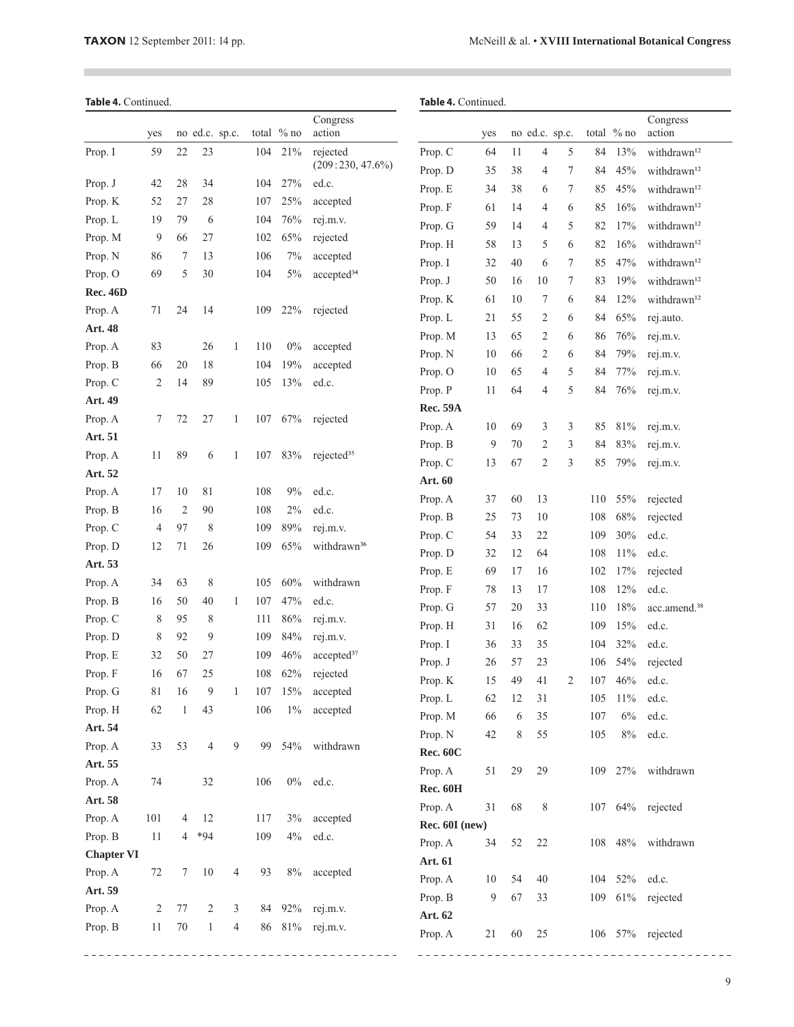**Table 4.** Continued.

| | yes | no | ed.c. | sp.c. | total | % no | Congress action |
|---|---|---|---|---|---|---|---|
| Prop. I | 59 | 22 | 23 | | 104 | 21% | rejected (209 : 230, 47.6%) |
| Prop. J | 42 | 28 | 34 | | 104 | 27% | ed.c. |
| Prop. K | 52 | 27 | 28 | | 107 | 25% | accepted |
| Prop. L | 19 | 79 | 6 | | 104 | 76% | rej.m.v. |
| Prop. M | 9 | 66 | 27 | | 102 | 65% | rejected |
| Prop. N | 86 | 7 | 13 | | 106 | 7% | accepted |
| Prop. O | 69 | 5 | 30 | | 104 | 5% | accepted[34] |
| **Rec. 46D** | | | | | | | |
| Prop. A | 71 | 24 | 14 | | 109 | 22% | rejected |
| **Art. 48** | | | | | | | |
| Prop. A | 83 | | 26 | 1 | 110 | 0% | accepted |
| Prop. B | 66 | 20 | 18 | | 104 | 19% | accepted |
| Prop. C | 2 | 14 | 89 | | 105 | 13% | ed.c. |
| **Art. 49** | | | | | | | |
| Prop. A | 7 | 72 | 27 | 1 | 107 | 67% | rejected |
| **Art. 51** | | | | | | | |
| Prop. A | 11 | 89 | 6 | 1 | 107 | 83% | rejected[35] |
| **Art. 52** | | | | | | | |
| Prop. A | 17 | 10 | 81 | | 108 | 9% | ed.c. |
| Prop. B | 16 | 2 | 90 | | 108 | 2% | ed.c. |
| Prop. C | 4 | 97 | 8 | | 109 | 89% | rej.m.v. |
| Prop. D | 12 | 71 | 26 | | 109 | 65% | withdrawn[36] |
| **Art. 53** | | | | | | | |
| Prop. A | 34 | 63 | 8 | | 105 | 60% | withdrawn |
| Prop. B | 16 | 50 | 40 | 1 | 107 | 47% | ed.c. |
| Prop. C | 8 | 95 | 8 | | 111 | 86% | rej.m.v. |
| Prop. D | 8 | 92 | 9 | | 109 | 84% | rej.m.v. |
| Prop. E | 32 | 50 | 27 | | 109 | 46% | accepted[37] |
| Prop. F | 16 | 67 | 25 | | 108 | 62% | rejected |
| Prop. G | 81 | 16 | 9 | 1 | 107 | 15% | accepted |
| Prop. H | 62 | 1 | 43 | | 106 | 1% | accepted |
| **Art. 54** | | | | | | | |
| Prop. A | 33 | 53 | 4 | 9 | 99 | 54% | withdrawn |
| **Art. 55** | | | | | | | |
| Prop. A | 74 | | 32 | | 106 | 0% | ed.c. |
| **Art. 58** | | | | | | | |
| Prop. A | 101 | 4 | 12 | | 117 | 3% | accepted |
| Prop. B | 11 | 4 | *94 | | 109 | 4% | ed.c. |
| **Chapter VI** | | | | | | | |
| Prop. A | 72 | 7 | 10 | 4 | 93 | 8% | accepted |
| **Art. 59** | | | | | | | |
| Prop. A | 2 | 77 | 2 | 3 | 84 | 92% | rej.m.v. |
| Prop. B | 11 | 70 | 1 | 4 | 86 | 81% | rej.m.v. |
| Prop. C | 64 | 11 | 4 | 5 | 84 | 13% | withdrawn[12] |
| Prop. D | 35 | 38 | 4 | 7 | 84 | 45% | withdrawn[12] |
| Prop. E | 34 | 38 | 6 | 7 | 85 | 45% | withdrawn[12] |
| Prop. F | 61 | 14 | 4 | 6 | 85 | 16% | withdrawn[12] |
| Prop. G | 59 | 14 | 4 | 5 | 82 | 17% | withdrawn[12] |
| Prop. H | 58 | 13 | 5 | 6 | 82 | 16% | withdrawn[12] |
| Prop. I | 32 | 40 | 6 | 7 | 85 | 47% | withdrawn[12] |
| Prop. J | 50 | 16 | 10 | 7 | 83 | 19% | withdrawn[12] |
| Prop. K | 61 | 10 | 7 | 6 | 84 | 12% | withdrawn[12] |
| Prop. L | 21 | 55 | 2 | 6 | 84 | 65% | rej.auto. |
| Prop. M | 13 | 65 | 2 | 6 | 86 | 76% | rej.m.v. |
| Prop. N | 10 | 66 | 2 | 6 | 84 | 79% | rej.m.v. |
| Prop. O | 10 | 65 | 4 | 5 | 84 | 77% | rej.m.v. |
| Prop. P | 11 | 64 | 4 | 5 | 84 | 76% | rej.m.v. |
| **Rec. 59A** | | | | | | | |
| Prop. A | 10 | 69 | 3 | 3 | 85 | 81% | rej.m.v. |
| Prop. B | 9 | 70 | 2 | 3 | 84 | 83% | rej.m.v. |
| Prop. C | 13 | 67 | 2 | 3 | 85 | 79% | rej.m.v. |
| **Art. 60** | | | | | | | |
| Prop. A | 37 | 60 | 13 | | 110 | 55% | rejected |
| Prop. B | 25 | 73 | 10 | | 108 | 68% | rejected |
| Prop. C | 54 | 33 | 22 | | 109 | 30% | ed.c. |
| Prop. D | 32 | 12 | 64 | | 108 | 11% | ed.c. |
| Prop. E | 69 | 17 | 16 | | 102 | 17% | rejected |
| Prop. F | 78 | 13 | 17 | | 108 | 12% | ed.c. |
| Prop. G | 57 | 20 | 33 | | 110 | 18% | acc.amend.[38] |
| Prop. H | 31 | 16 | 62 | | 109 | 15% | ed.c. |
| Prop. I | 36 | 33 | 35 | | 104 | 32% | ed.c. |
| Prop. J | 26 | 57 | 23 | | 106 | 54% | rejected |
| Prop. K | 15 | 49 | 41 | 2 | 107 | 46% | ed.c. |
| Prop. L | 62 | 12 | 31 | | 105 | 11% | ed.c. |
| Prop. M | 66 | 6 | 35 | | 107 | 6% | ed.c. |
| Prop. N | 42 | 8 | 55 | | 105 | 8% | ed.c. |
| **Rec. 60C** | | | | | | | |
| Prop. A | 51 | 29 | 29 | | 109 | 27% | withdrawn |
| **Rec. 60H** | | | | | | | |
| Prop. A | 31 | 68 | 8 | | 107 | 64% | rejected |
| **Rec. 60I (new)** | | | | | | | |
| Prop. A | 34 | 52 | 22 | | 108 | 48% | withdrawn |
| **Art. 61** | | | | | | | |
| Prop. A | 10 | 54 | 40 | | 104 | 52% | ed.c. |
| Prop. B | 9 | 67 | 33 | | 109 | 61% | rejected |
| **Art. 62** | | | | | | | |
| Prop. A | 21 | 60 | 25 | | 106 | 57% | rejected |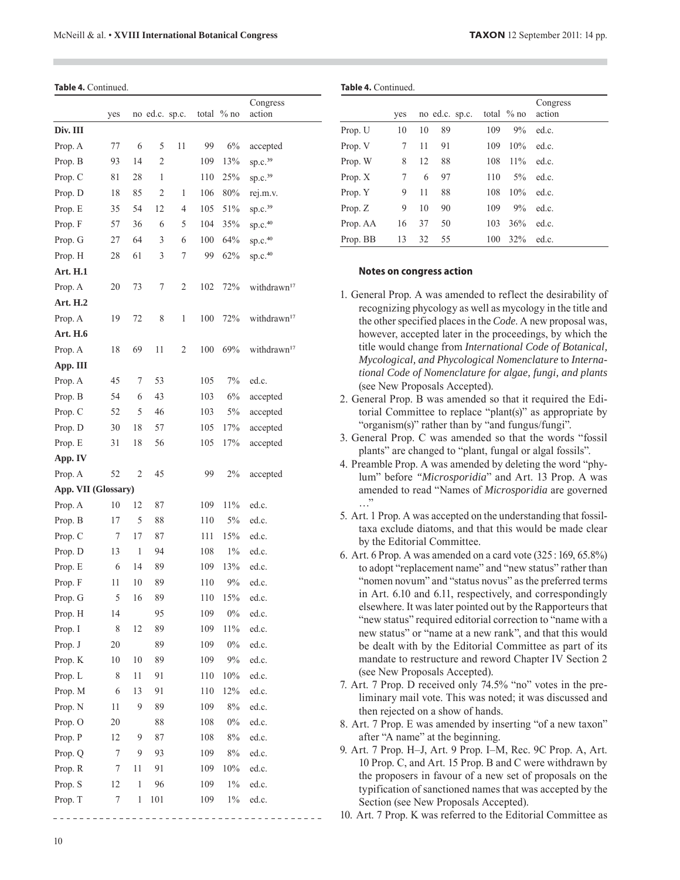**Table 4.** Continued.

| | yes | no | ed.c. | sp.c. | total | % no | Congress action |
|---|---|---|---|---|---|---|---|
| **Div. III** | | | | | | | |
| Prop. A | 77 | 6 | 5 | 11 | 99 | 6% | accepted |
| Prop. B | 93 | 14 | 2 | | 109 | 13% | sp.c.[39] |
| Prop. C | 81 | 28 | 1 | | 110 | 25% | sp.c.[39] |
| Prop. D | 18 | 85 | 2 | 1 | 106 | 80% | rej.m.v. |
| Prop. E | 35 | 54 | 12 | 4 | 105 | 51% | sp.c.[39] |
| Prop. F | 57 | 36 | 6 | 5 | 104 | 35% | sp.c.[40] |
| Prop. G | 27 | 64 | 3 | 6 | 100 | 64% | sp.c.[40] |
| Prop. H | 28 | 61 | 3 | 7 | 99 | 62% | sp.c.[40] |
| **Art. H.1** | | | | | | | |
| Prop. A | 20 | 73 | 7 | 2 | 102 | 72% | withdrawn[17] |
| **Art. H.2** | | | | | | | |
| Prop. A | 19 | 72 | 8 | 1 | 100 | 72% | withdrawn[17] |
| **Art. H.6** | | | | | | | |
| Prop. A | 18 | 69 | 11 | 2 | 100 | 69% | withdrawn[17] |
| **App. III** | | | | | | | |
| Prop. A | 45 | 7 | 53 | | 105 | 7% | ed.c. |
| Prop. B | 54 | 6 | 43 | | 103 | 6% | accepted |
| Prop. C | 52 | 5 | 46 | | 103 | 5% | accepted |
| Prop. D | 30 | 18 | 57 | | 105 | 17% | accepted |
| Prop. E | 31 | 18 | 56 | | 105 | 17% | accepted |
| **App. IV** | | | | | | | |
| Prop. A | 52 | 2 | 45 | | 99 | 2% | accepted |
| **App. VII (Glossary)** | | | | | | | |
| Prop. A | 10 | 12 | 87 | | 109 | 11% | ed.c. |
| Prop. B | 17 | 5 | 88 | | 110 | 5% | ed.c. |
| Prop. C | 7 | 17 | 87 | | 111 | 15% | ed.c. |
| Prop. D | 13 | 1 | 94 | | 108 | 1% | ed.c. |
| Prop. E | 6 | 14 | 89 | | 109 | 13% | ed.c. |
| Prop. F | 11 | 10 | 89 | | 110 | 9% | ed.c. |
| Prop. G | 5 | 16 | 89 | | 110 | 15% | ed.c. |
| Prop. H | 14 | | 95 | | 109 | 0% | ed.c. |
| Prop. I | 8 | 12 | 89 | | 109 | 11% | ed.c. |
| Prop. J | 20 | | 89 | | 109 | 0% | ed.c. |
| Prop. K | 10 | 10 | 89 | | 109 | 9% | ed.c. |
| Prop. L | 8 | 11 | 91 | | 110 | 10% | ed.c. |
| Prop. M | 6 | 13 | 91 | | 110 | 12% | ed.c. |
| Prop. N | 11 | 9 | 89 | | 109 | 8% | ed.c. |
| Prop. O | 20 | | 88 | | 108 | 0% | ed.c. |
| Prop. P | 12 | 9 | 87 | | 108 | 8% | ed.c. |
| Prop. Q | 7 | 9 | 93 | | 109 | 8% | ed.c. |
| Prop. R | 7 | 11 | 91 | | 109 | 10% | ed.c. |
| Prop. S | 12 | 1 | 96 | | 109 | 1% | ed.c. |
| Prop. T | 7 | 1 | 101 | | 109 | 1% | ed.c. |
| Prop. U | 10 | 10 | 89 | | 109 | 9% | ed.c. |
| Prop. V | 7 | 11 | 91 | | 109 | 10% | ed.c. |
| Prop. W | 8 | 12 | 88 | | 108 | 11% | ed.c. |
| Prop. X | 7 | 6 | 97 | | 110 | 5% | ed.c. |
| Prop. Y | 9 | 11 | 88 | | 108 | 10% | ed.c. |
| Prop. Z | 9 | 10 | 90 | | 109 | 9% | ed.c. |
| Prop. AA | 16 | 37 | 50 | | 103 | 36% | ed.c. |
| Prop. BB | 13 | 32 | 55 | | 100 | 32% | ed.c. |

### Notes on congress action

1. General Prop. A was amended to reflect the desirability of recognizing phycology as well as mycology in the title and the other specified places in the *Code*. A new proposal was, however, accepted later in the proceedings, by which the title would change from *International Code of Botanical, Mycological, and Phycological Nomenclature* to *International Code of Nomenclature for algae, fungi, and plants* (see New Proposals Accepted).
2. General Prop. B was amended so that it required the Editorial Committee to replace "plant(s)" as appropriate by "organism(s)" rather than by "and fungus/fungi".
3. General Prop. C was amended so that the words "fossil plants" are changed to "plant, fungal or algal fossils".
4. Preamble Prop. A was amended by deleting the word "phylum" before "*Microsporidia*" and Art. 13 Prop. A was amended to read "Names of *Microsporidia* are governed …"
5. Art. 1 Prop. A was accepted on the understanding that fossil-taxa exclude diatoms, and that this would be made clear by the Editorial Committee.
6. Art. 6 Prop. A was amended on a card vote (325 : 169, 65.8%) to adopt "replacement name" and "new status" rather than "nomen novum" and "status novus" as the preferred terms in Art. 6.10 and 6.11, respectively, and correspondingly elsewhere. It was later pointed out by the Rapporteurs that "new status" required editorial correction to "name with a new status" or "name at a new rank", and that this would be dealt with by the Editorial Committee as part of its mandate to restructure and reword Chapter IV Section 2 (see New Proposals Accepted).
7. Art. 7 Prop. D received only 74.5% "no" votes in the preliminary mail vote. This was noted; it was discussed and then rejected on a show of hands.
8. Art. 7 Prop. E was amended by inserting "of a new taxon" after "A name" at the beginning.
9. Art. 7 Prop. H–J, Art. 9 Prop. I–M, Rec. 9C Prop. A, Art. 10 Prop. C, and Art. 15 Prop. B and C were withdrawn by the proposers in favour of a new set of proposals on the typification of sanctioned names that was accepted by the Section (see New Proposals Accepted).
10. Art. 7 Prop. K was referred to the Editorial Committee as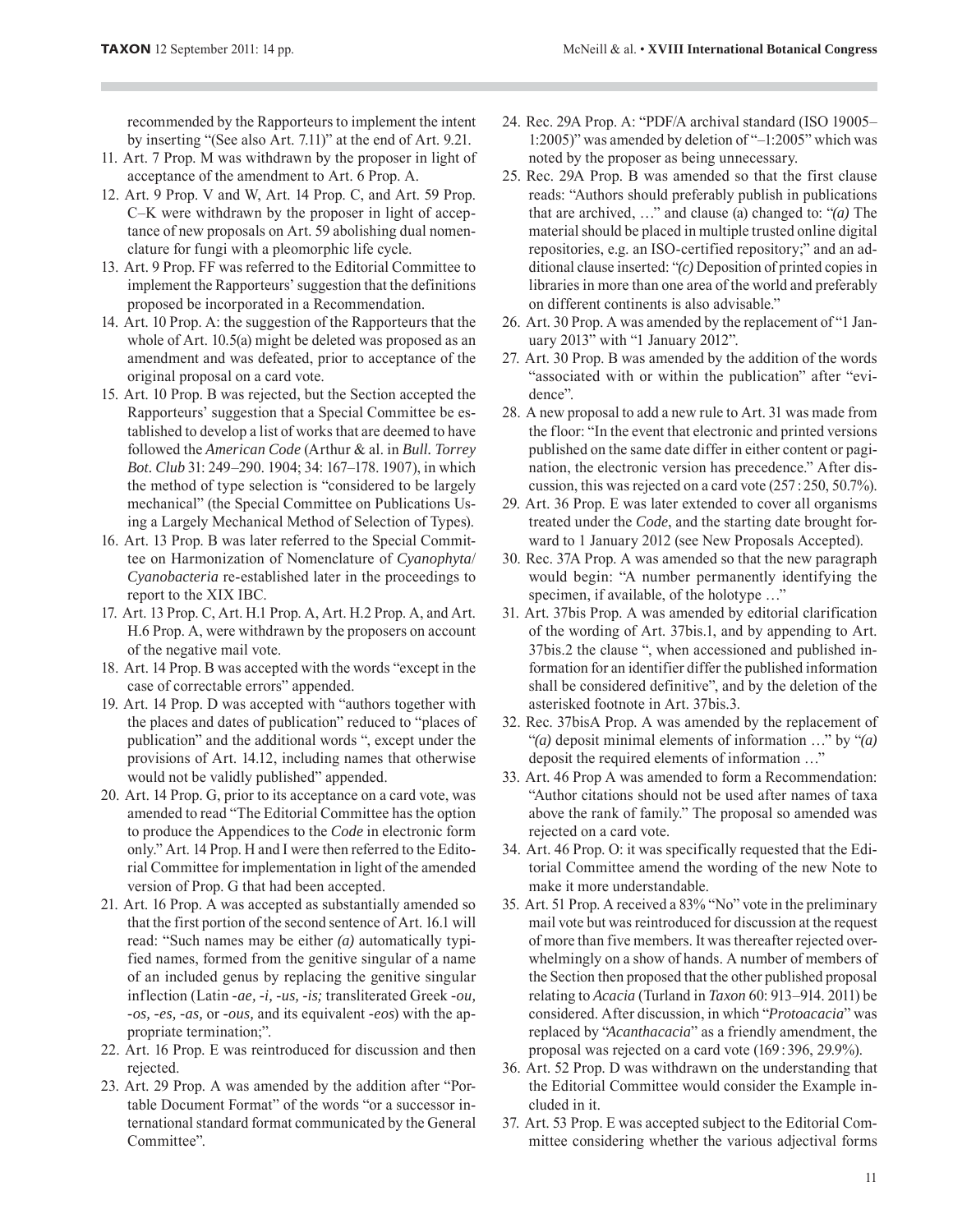recommended by the Rapporteurs to implement the intent by inserting "(See also Art. 7.11)" at the end of Art. 9.21.

11. Art. 7 Prop. M was withdrawn by the proposer in light of acceptance of the amendment to Art. 6 Prop. A.
12. Art. 9 Prop. V and W, Art. 14 Prop. C, and Art. 59 Prop. C–K were withdrawn by the proposer in light of acceptance of new proposals on Art. 59 abolishing dual nomenclature for fungi with a pleomorphic life cycle.
13. Art. 9 Prop. FF was referred to the Editorial Committee to implement the Rapporteurs' suggestion that the definitions proposed be incorporated in a Recommendation.
14. Art. 10 Prop. A: the suggestion of the Rapporteurs that the whole of Art. 10.5(a) might be deleted was proposed as an amendment and was defeated, prior to acceptance of the original proposal on a card vote.
15. Art. 10 Prop. B was rejected, but the Section accepted the Rapporteurs' suggestion that a Special Committee be established to develop a list of works that are deemed to have followed the *American Code* (Arthur & al. in *Bull. Torrey Bot. Club* 31: 249–290. 1904; 34: 167–178. 1907), in which the method of type selection is "considered to be largely mechanical" (the Special Committee on Publications Using a Largely Mechanical Method of Selection of Types).
16. Art. 13 Prop. B was later referred to the Special Committee on Harmonization of Nomenclature of *Cyanophyta*/*Cyanobacteria* re-established later in the proceedings to report to the XIX IBC.
17. Art. 13 Prop. C, Art. H.1 Prop. A, Art. H.2 Prop. A, and Art. H.6 Prop. A, were withdrawn by the proposers on account of the negative mail vote.
18. Art. 14 Prop. B was accepted with the words "except in the case of correctable errors" appended.
19. Art. 14 Prop. D was accepted with "authors together with the places and dates of publication" reduced to "places of publication" and the additional words ", except under the provisions of Art. 14.12, including names that otherwise would not be validly published" appended.
20. Art. 14 Prop. G, prior to its acceptance on a card vote, was amended to read "The Editorial Committee has the option to produce the Appendices to the *Code* in electronic form only." Art. 14 Prop. H and I were then referred to the Editorial Committee for implementation in light of the amended version of Prop. G that had been accepted.
21. Art. 16 Prop. A was accepted as substantially amended so that the first portion of the second sentence of Art. 16.1 will read: "Such names may be either *(a)* automatically typified names, formed from the genitive singular of a name of an included genus by replacing the genitive singular inflection (Latin *-ae*, *-i*, *-us*, *-is;* transliterated Greek *-ou*, *-os*, *-es*, *-as*, or *-ous*, and its equivalent *-eos*) with the appropriate termination;".
22. Art. 16 Prop. E was reintroduced for discussion and then rejected.
23. Art. 29 Prop. A was amended by the addition after "Portable Document Format" of the words "or a successor international standard format communicated by the General Committee".
24. Rec. 29A Prop. A: "PDF/A archival standard (ISO 19005–1:2005)" was amended by deletion of "–1:2005" which was noted by the proposer as being unnecessary.
25. Rec. 29A Prop. B was amended so that the first clause reads: "Authors should preferably publish in publications that are archived, …" and clause (a) changed to: "*(a)* The material should be placed in multiple trusted online digital repositories, e.g. an ISO-certified repository;" and an additional clause inserted: "*(c)* Deposition of printed copies in libraries in more than one area of the world and preferably on different continents is also advisable."
26. Art. 30 Prop. A was amended by the replacement of "1 January 2013" with "1 January 2012".
27. Art. 30 Prop. B was amended by the addition of the words "associated with or within the publication" after "evidence".
28. A new proposal to add a new rule to Art. 31 was made from the floor: "In the event that electronic and printed versions published on the same date differ in either content or pagination, the electronic version has precedence." After discussion, this was rejected on a card vote (257 : 250, 50.7%).
29. Art. 36 Prop. E was later extended to cover all organisms treated under the *Code*, and the starting date brought forward to 1 January 2012 (see New Proposals Accepted).
30. Rec. 37A Prop. A was amended so that the new paragraph would begin: "A number permanently identifying the specimen, if available, of the holotype …"
31. Art. 37bis Prop. A was amended by editorial clarification of the wording of Art. 37bis.1, and by appending to Art. 37bis.2 the clause ", when accessioned and published information for an identifier differ the published information shall be considered definitive", and by the deletion of the asterisked footnote in Art. 37bis.3.
32. Rec. 37bisA Prop. A was amended by the replacement of "*(a)* deposit minimal elements of information …" by "*(a)* deposit the required elements of information …"
33. Art. 46 Prop A was amended to form a Recommendation: "Author citations should not be used after names of taxa above the rank of family." The proposal so amended was rejected on a card vote.
34. Art. 46 Prop. O: it was specifically requested that the Editorial Committee amend the wording of the new Note to make it more understandable.
35. Art. 51 Prop. A received a 83% "No" vote in the preliminary mail vote but was reintroduced for discussion at the request of more than five members. It was thereafter rejected overwhelmingly on a show of hands. A number of members of the Section then proposed that the other published proposal relating to *Acacia* (Turland in *Taxon* 60: 913–914. 2011) be considered. After discussion, in which "*Protoacacia*" was replaced by "*Acanthacacia*" as a friendly amendment, the proposal was rejected on a card vote (169 : 396, 29.9%).
36. Art. 52 Prop. D was withdrawn on the understanding that the Editorial Committee would consider the Example included in it.
37. Art. 53 Prop. E was accepted subject to the Editorial Committee considering whether the various adjectival forms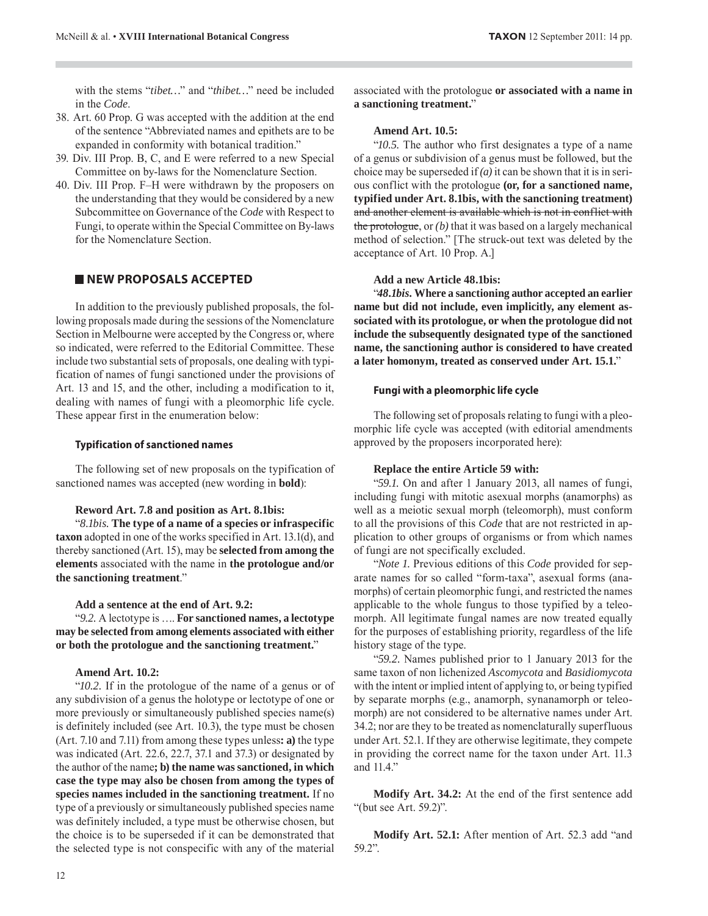with the stems "*tibet…*" and "*thibet…*" need be included in the *Code*.

38. Art. 60 Prop. G was accepted with the addition at the end of the sentence "Abbreviated names and epithets are to be expanded in conformity with botanical tradition."
39. Div. III Prop. B, C, and E were referred to a new Special Committee on by-laws for the Nomenclature Section.
40. Div. III Prop. F–H were withdrawn by the proposers on the understanding that they would be considered by a new Subcommittee on Governance of the *Code* with Respect to Fungi, to operate within the Special Committee on By-laws for the Nomenclature Section.

## NEW PROPOSALS ACCEPTED

In addition to the previously published proposals, the following proposals made during the sessions of the Nomenclature Section in Melbourne were accepted by the Congress or, where so indicated, were referred to the Editorial Committee. These include two substantial sets of proposals, one dealing with typification of names of fungi sanctioned under the provisions of Art. 13 and 15, and the other, including a modification to it, dealing with names of fungi with a pleomorphic life cycle. These appear first in the enumeration below:

### Typification of sanctioned names

The following set of new proposals on the typification of sanctioned names was accepted (new wording in **bold**):

**Reword Art. 7.8 and position as Art. 8.1bis:**

"*8.1bis.* **The type of a name of a species or infraspecific taxon** adopted in one of the works specified in Art. 13.1(d), and thereby sanctioned (Art. 15), may be **selected from among the elements** associated with the name in **the protologue and/or the sanctioning treatment**."

**Add a sentence at the end of Art. 9.2:**

"*9.2.* A lectotype is …. **For sanctioned names, a lectotype may be selected from among elements associated with either or both the protologue and the sanctioning treatment.**"

**Amend Art. 10.2:**

"*10.2.* If in the protologue of the name of a genus or of any subdivision of a genus the holotype or lectotype of one or more previously or simultaneously published species name(s) is definitely included (see Art. 10.3), the type must be chosen (Art. 7.10 and 7.11) from among these types unless**: a)** the type was indicated (Art. 22.6, 22.7, 37.1 and 37.3) or designated by the author of the name**; b) the name was sanctioned, in which case the type may also be chosen from among the types of species names included in the sanctioning treatment.** If no type of a previously or simultaneously published species name was definitely included, a type must be otherwise chosen, but the choice is to be superseded if it can be demonstrated that the selected type is not conspecific with any of the material associated with the protologue **or associated with a name in a sanctioning treatment.**"

**Amend Art. 10.5:**

"*10.5.* The author who first designates a type of a name of a genus or subdivision of a genus must be followed, but the choice may be superseded if *(a)* it can be shown that it is in serious conflict with the protologue **(or, for a sanctioned name, typified under Art. 8.1bis, with the sanctioning treatment)** ~~and another element is available which is not in conflict with the protologue~~, or *(b)* that it was based on a largely mechanical method of selection." [The struck-out text was deleted by the acceptance of Art. 10 Prop. A.]

**Add a new Article 48.1bis:**

"***48.1bis.* Where a sanctioning author accepted an earlier name but did not include, even implicitly, any element associated with its protologue, or when the protologue did not include the subsequently designated type of the sanctioned name, the sanctioning author is considered to have created a later homonym, treated as conserved under Art. 15.1.**"

### Fungi with a pleomorphic life cycle

The following set of proposals relating to fungi with a pleomorphic life cycle was accepted (with editorial amendments approved by the proposers incorporated here):

**Replace the entire Article 59 with:**

"*59.1.* On and after 1 January 2013, all names of fungi, including fungi with mitotic asexual morphs (anamorphs) as well as a meiotic sexual morph (teleomorph), must conform to all the provisions of this *Code* that are not restricted in application to other groups of organisms or from which names of fungi are not specifically excluded.

"*Note 1.* Previous editions of this *Code* provided for separate names for so called "form-taxa", asexual forms (anamorphs) of certain pleomorphic fungi, and restricted the names applicable to the whole fungus to those typified by a teleomorph. All legitimate fungal names are now treated equally for the purposes of establishing priority, regardless of the life history stage of the type.

"*59.2.* Names published prior to 1 January 2013 for the same taxon of non lichenized *Ascomycota* and *Basidiomycota* with the intent or implied intent of applying to, or being typified by separate morphs (e.g., anamorph, synanamorph or teleomorph) are not considered to be alternative names under Art. 34.2; nor are they to be treated as nomenclaturally superfluous under Art. 52.1. If they are otherwise legitimate, they compete in providing the correct name for the taxon under Art. 11.3 and 11.4."

**Modify Art. 34.2:** At the end of the first sentence add "(but see Art. 59.2)".

**Modify Art. 52.1:** After mention of Art. 52.3 add "and 59.2".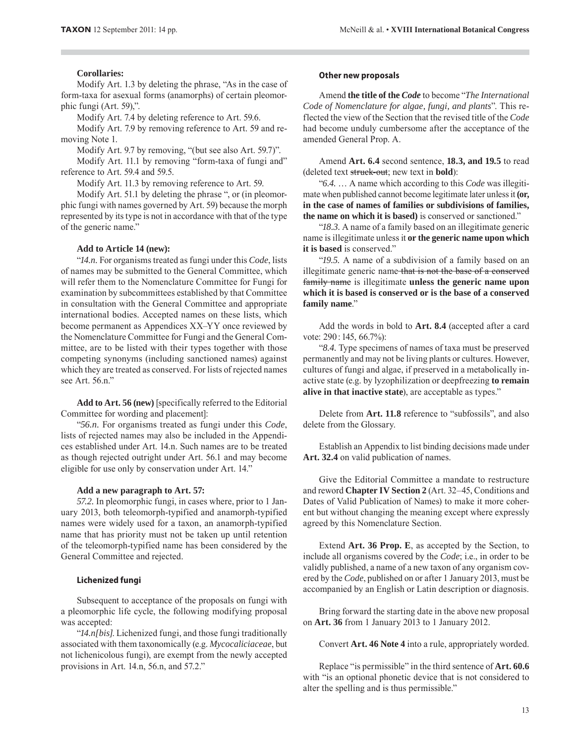**Corollaries:**

Modify Art. 1.3 by deleting the phrase, "As in the case of form-taxa for asexual forms (anamorphs) of certain pleomorphic fungi (Art. 59),".

Modify Art. 7.4 by deleting reference to Art. 59.6.

Modify Art. 7.9 by removing reference to Art. 59 and removing Note 1.

Modify Art. 9.7 by removing, "(but see also Art. 59.7)".

Modify Art. 11.1 by removing "form-taxa of fungi and" reference to Art. 59.4 and 59.5.

Modify Art. 11.3 by removing reference to Art. 59.

Modify Art. 51.1 by deleting the phrase ", or (in pleomorphic fungi with names governed by Art. 59) because the morph represented by its type is not in accordance with that of the type of the generic name."

**Add to Article 14 (new):**

"*14.n.* For organisms treated as fungi under this *Code*, lists of names may be submitted to the General Committee, which will refer them to the Nomenclature Committee for Fungi for examination by subcommittees established by that Committee in consultation with the General Committee and appropriate international bodies. Accepted names on these lists, which become permanent as Appendices XX–YY once reviewed by the Nomenclature Committee for Fungi and the General Committee, are to be listed with their types together with those competing synonyms (including sanctioned names) against which they are treated as conserved. For lists of rejected names see Art. 56.n."

**Add to Art. 56 (new)** [specifically referred to the Editorial Committee for wording and placement]:

"*56.n.* For organisms treated as fungi under this *Code*, lists of rejected names may also be included in the Appendices established under Art. 14.n. Such names are to be treated as though rejected outright under Art. 56.1 and may become eligible for use only by conservation under Art. 14."

**Add a new paragraph to Art. 57:**

*57.2.* In pleomorphic fungi, in cases where, prior to 1 January 2013, both teleomorph-typified and anamorph-typified names were widely used for a taxon, an anamorph-typified name that has priority must not be taken up until retention of the teleomorph-typified name has been considered by the General Committee and rejected.

### Lichenized fungi

Subsequent to acceptance of the proposals on fungi with a pleomorphic life cycle, the following modifying proposal was accepted:

"*14.n[bis].* Lichenized fungi, and those fungi traditionally associated with them taxonomically (e.g. *Mycocaliciaceae*, but not lichenicolous fungi), are exempt from the newly accepted provisions in Art. 14.n, 56.n, and 57.2."

### Other new proposals

Amend **the title of the** ***Code*** to become "*The International Code of Nomenclature for algae, fungi, and plants*". This reflected the view of the Section that the revised title of the *Code* had become unduly cumbersome after the acceptance of the amended General Prop. A.

Amend **Art. 6.4** second sentence, **18.3, and 19.5** to read (deleted text ~~struck-out~~; new text in **bold**):

"*6.4.* … A name which according to this *Code* was illegitimate when published cannot become legitimate later unless it **(or, in the case of names of families or subdivisions of families, the name on which it is based)** is conserved or sanctioned."

"*18.3.* A name of a family based on an illegitimate generic name is illegitimate unless it **or the generic name upon which it is based** is conserved."

"*19.5.* A name of a subdivision of a family based on an illegitimate generic name ~~that is not the base of a conserved family name~~ is illegitimate **unless the generic name upon which it is based is conserved or is the base of a conserved family name**."

Add the words in bold to **Art. 8.4** (accepted after a card vote: 290 : 145, 66.7%):

"*8.4.* Type specimens of names of taxa must be preserved permanently and may not be living plants or cultures. However, cultures of fungi and algae, if preserved in a metabolically inactive state (e.g. by lyzophilization or deepfreezing **to remain alive in that inactive state**), are acceptable as types."

Delete from **Art. 11.8** reference to "subfossils", and also delete from the Glossary.

Establish an Appendix to list binding decisions made under **Art. 32.4** on valid publication of names.

Give the Editorial Committee a mandate to restructure and reword **Chapter IV Section 2** (Art. 32–45, Conditions and Dates of Valid Publication of Names) to make it more coherent but without changing the meaning except where expressly agreed by this Nomenclature Section.

Extend **Art. 36 Prop. E**, as accepted by the Section, to include all organisms covered by the *Code*; i.e., in order to be validly published, a name of a new taxon of any organism covered by the *Code*, published on or after 1 January 2013, must be accompanied by an English or Latin description or diagnosis.

Bring forward the starting date in the above new proposal on **Art. 36** from 1 January 2013 to 1 January 2012.

Convert **Art. 46 Note 4** into a rule, appropriately worded.

Replace "is permissible" in the third sentence of **Art. 60.6** with "is an optional phonetic device that is not considered to alter the spelling and is thus permissible."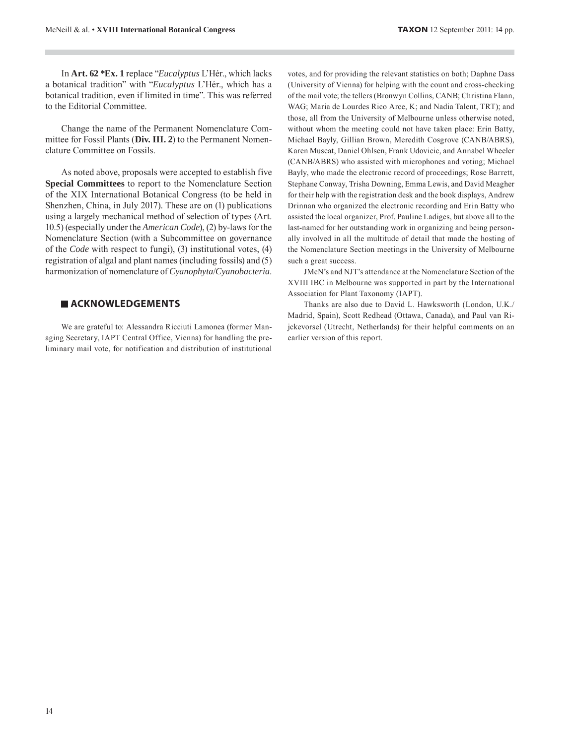In **Art. 62 *Ex. 1** replace "*Eucalyptus* L'Hér., which lacks a botanical tradition" with "*Eucalyptus* L'Hér., which has a botanical tradition, even if limited in time". This was referred to the Editorial Committee.

Change the name of the Permanent Nomenclature Committee for Fossil Plants (**Div. III. 2**) to the Permanent Nomenclature Committee on Fossils.

As noted above, proposals were accepted to establish five **Special Committees** to report to the Nomenclature Section of the XIX International Botanical Congress (to be held in Shenzhen, China, in July 2017). These are on (1) publications using a largely mechanical method of selection of types (Art. 10.5) (especially under the *American Code*), (2) by-laws for the Nomenclature Section (with a Subcommittee on governance of the *Code* with respect to fungi), (3) institutional votes, (4) registration of algal and plant names (including fossils) and (5) harmonization of nomenclature of *Cyanophyta*/*Cyanobacteria*.

## ACKNOWLEDGEMENTS

We are grateful to: Alessandra Ricciuti Lamonea (former Managing Secretary, IAPT Central Office, Vienna) for handling the preliminary mail vote, for notification and distribution of institutional votes, and for providing the relevant statistics on both; Daphne Dass (University of Vienna) for helping with the count and cross-checking of the mail vote; the tellers (Bronwyn Collins, CANB; Christina Flann, WAG; Maria de Lourdes Rico Arce, K; and Nadia Talent, TRT); and those, all from the University of Melbourne unless otherwise noted, without whom the meeting could not have taken place: Erin Batty, Michael Bayly, Gillian Brown, Meredith Cosgrove (CANB/ABRS), Karen Muscat, Daniel Ohlsen, Frank Udovicic, and Annabel Wheeler (CANB/ABRS) who assisted with microphones and voting; Michael Bayly, who made the electronic record of proceedings; Rose Barrett, Stephane Conway, Trisha Downing, Emma Lewis, and David Meagher for their help with the registration desk and the book displays, Andrew Drinnan who organized the electronic recording and Erin Batty who assisted the local organizer, Prof. Pauline Ladiges, but above all to the last-named for her outstanding work in organizing and being personally involved in all the multitude of detail that made the hosting of the Nomenclature Section meetings in the University of Melbourne such a great success.

JMcN's and NJT's attendance at the Nomenclature Section of the XVIII IBC in Melbourne was supported in part by the International Association for Plant Taxonomy (IAPT).

Thanks are also due to David L. Hawksworth (London, U.K./Madrid, Spain), Scott Redhead (Ottawa, Canada), and Paul van Rijckevorsel (Utrecht, Netherlands) for their helpful comments on an earlier version of this report.